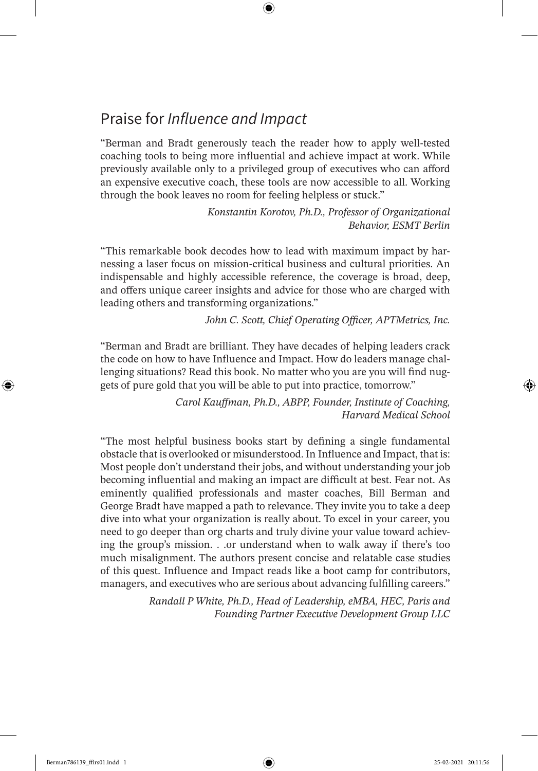# Praise for *Influence and Impact*

"Berman and Bradt generously teach the reader how to apply well-tested coaching tools to being more influential and achieve impact at work. While previously available only to a privileged group of executives who can afford an expensive executive coach, these tools are now accessible to all. Working through the book leaves no room for feeling helpless or stuck."

*Konstantin Korotov, Ph.D., Professor of Organizational Behavior, ESMT Berlin*

"This remarkable book decodes how to lead with maximum impact by harnessing a laser focus on mission-critical business and cultural priorities. An indispensable and highly accessible reference, the coverage is broad, deep, and offers unique career insights and advice for those who are charged with leading others and transforming organizations."

*John C. Scott, Chief Operating Officer, APTMetrics, Inc.*

"Berman and Bradt are brilliant. They have decades of helping leaders crack the code on how to have Influence and Impact. How do leaders manage challenging situations? Read this book. No matter who you are you will find nuggets of pure gold that you will be able to put into practice, tomorrow."

*Carol Kauffman, Ph.D., ABPP, Founder, Institute of Coaching, Harvard Medical School*

"The most helpful business books start by defining a single fundamental obstacle that is overlooked or misunderstood. In Influence and Impact, that is: Most people don't understand their jobs, and without understanding your job becoming influential and making an impact are difficult at best. Fear not. As eminently qualified professionals and master coaches, Bill Berman and George Bradt have mapped a path to relevance. They invite you to take a deep dive into what your organization is really about. To excel in your career, you need to go deeper than org charts and truly divine your value toward achieving the group's mission. . .or understand when to walk away if there's too much misalignment. The authors present concise and relatable case studies of this quest. Influence and Impact reads like a boot camp for contributors, managers, and executives who are serious about advancing fulfilling careers."

*Randall P White, Ph.D., Head of Leadership, eMBA, HEC, Paris and Founding Partner Executive Development Group LLC*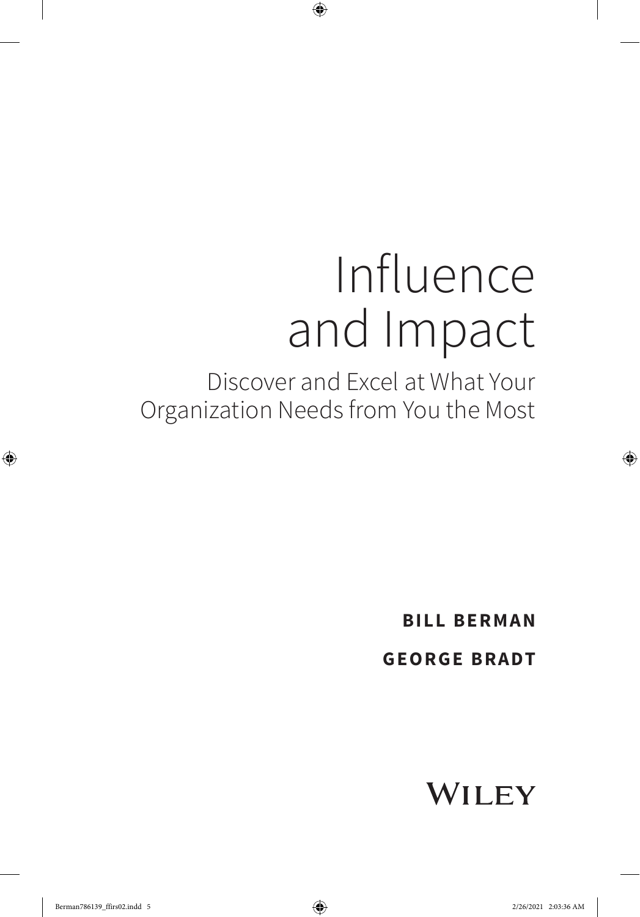# Influence and Impact

## Discover and Excel at What Your Organization Needs from You the Most

**BILL BERMAN**

**GEORGE BRADT**

WILEY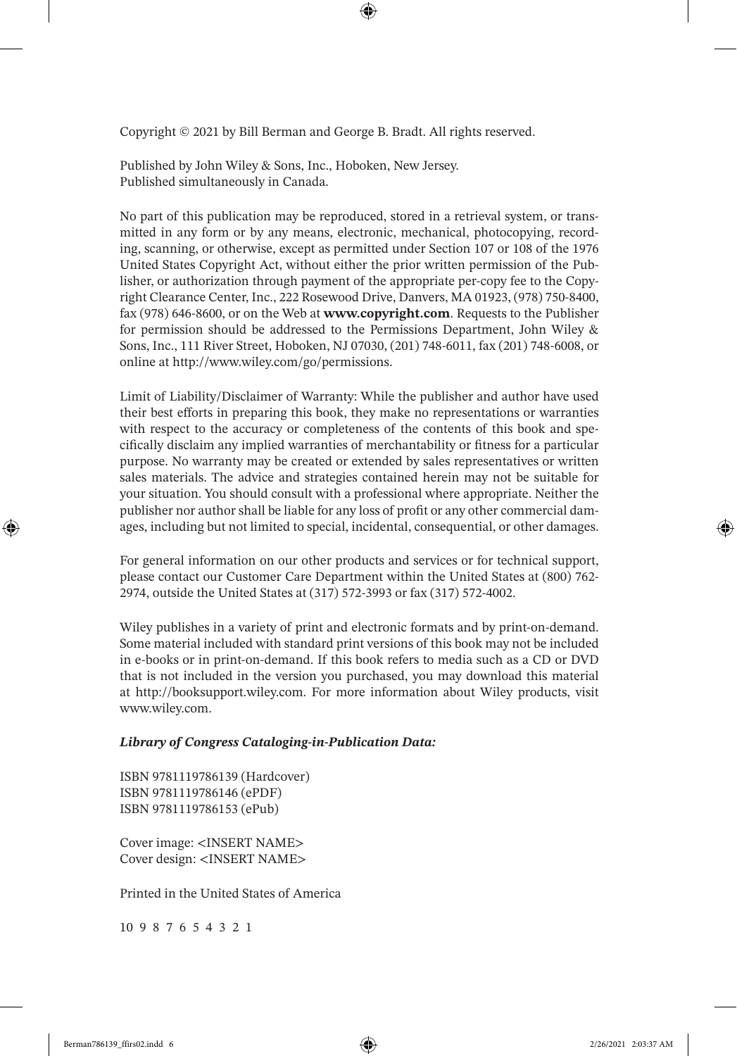Copyright © 2021 by Bill Berman and George B. Bradt. All rights reserved.

Published by John Wiley & Sons, Inc., Hoboken, New Jersey.
Published simultaneously in Canada.

No part of this publication may be reproduced, stored in a retrieval system, or transmitted in any form or by any means, electronic, mechanical, photocopying, recording, scanning, or otherwise, except as permitted under Section 107 or 108 of the 1976 United States Copyright Act, without either the prior written permission of the Publisher, or authorization through payment of the appropriate per-copy fee to the Copyright Clearance Center, Inc., 222 Rosewood Drive, Danvers, MA 01923, (978) 750-8400, fax (978) 646-8600, or on the Web at **www.copyright.com**. Requests to the Publisher for permission should be addressed to the Permissions Department, John Wiley & Sons, Inc., 111 River Street, Hoboken, NJ 07030, (201) 748-6011, fax (201) 748-6008, or online at http://www.wiley.com/go/permissions.

Limit of Liability/Disclaimer of Warranty: While the publisher and author have used their best efforts in preparing this book, they make no representations or warranties with respect to the accuracy or completeness of the contents of this book and specifically disclaim any implied warranties of merchantability or fitness for a particular purpose. No warranty may be created or extended by sales representatives or written sales materials. The advice and strategies contained herein may not be suitable for your situation. You should consult with a professional where appropriate. Neither the publisher nor author shall be liable for any loss of profit or any other commercial damages, including but not limited to special, incidental, consequential, or other damages.

For general information on our other products and services or for technical support, please contact our Customer Care Department within the United States at (800) 762-2974, outside the United States at (317) 572-3993 or fax (317) 572-4002.

Wiley publishes in a variety of print and electronic formats and by print-on-demand. Some material included with standard print versions of this book may not be included in e-books or in print-on-demand. If this book refers to media such as a CD or DVD that is not included in the version you purchased, you may download this material at http://booksupport.wiley.com. For more information about Wiley products, visit www.wiley.com.

***Library of Congress Cataloging-in-Publication Data:***

ISBN 9781119786139 (Hardcover)
ISBN 9781119786146 (ePDF)
ISBN 9781119786153 (ePub)

Cover image: <INSERT NAME>
Cover design: <INSERT NAME>

Printed in the United States of America

10 9 8 7 6 5 4 3 2 1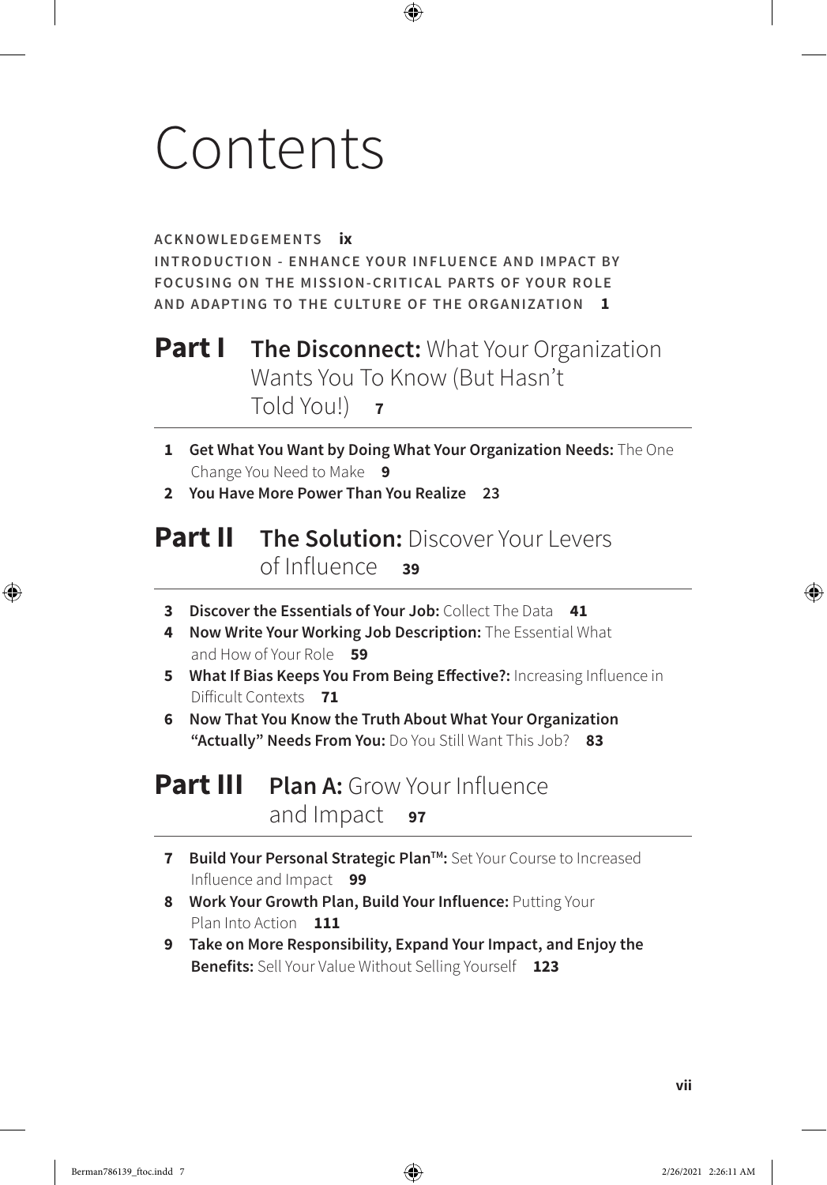# Contents

**ACKNOWLEDGEMENTS** **ix**

**INTRODUCTION - ENHANCE YOUR INFLUENCE AND IMPACT BY FOCUSING ON THE MISSION-CRITICAL PARTS OF YOUR ROLE AND ADAPTING TO THE CULTURE OF THE ORGANIZATION** **1**

## Part I **The Disconnect:** What Your Organization Wants You To Know (But Hasn't Told You!) **7**

1. **Get What You Want by Doing What Your Organization Needs:** The One Change You Need to Make **9**
2. **You Have More Power Than You Realize** **23**

## Part II **The Solution:** Discover Your Levers of Influence **39**

3. **Discover the Essentials of Your Job:** Collect The Data **41**
4. **Now Write Your Working Job Description:** The Essential What and How of Your Role **59**
5. **What If Bias Keeps You From Being Effective?:** Increasing Influence in Difficult Contexts **71**
6. **Now That You Know the Truth About What Your Organization "Actually" Needs From You:** Do You Still Want This Job? **83**

## Part III **Plan A:** Grow Your Influence and Impact **97**

7. **Build Your Personal Strategic Plan™:** Set Your Course to Increased Influence and Impact **99**
8. **Work Your Growth Plan, Build Your Influence:** Putting Your Plan Into Action **111**
9. **Take on More Responsibility, Expand Your Impact, and Enjoy the Benefits:** Sell Your Value Without Selling Yourself **123**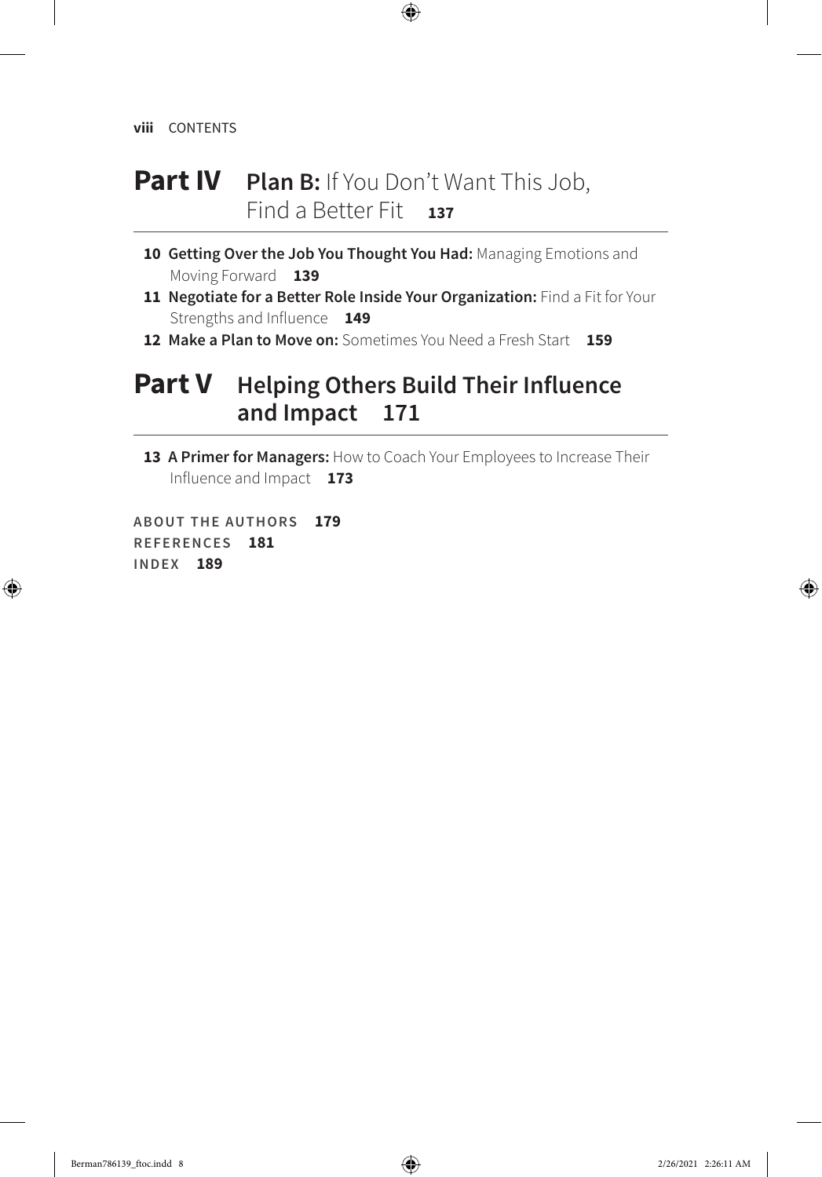## Part IV **Plan B:** If You Don't Want This Job, Find a Better Fit 137

- **10 Getting Over the Job You Thought You Had:** Managing Emotions and Moving Forward **139**
- **11 Negotiate for a Better Role Inside Your Organization:** Find a Fit for Your Strengths and Influence **149**
- **12 Make a Plan to Move on:** Sometimes You Need a Fresh Start **159**

## Part V **Helping Others Build Their Influence and Impact 171**

- **13 A Primer for Managers:** How to Coach Your Employees to Increase Their Influence and Impact **173**

**ABOUT THE AUTHORS 179**

**REFERENCES 181**

**INDEX 189**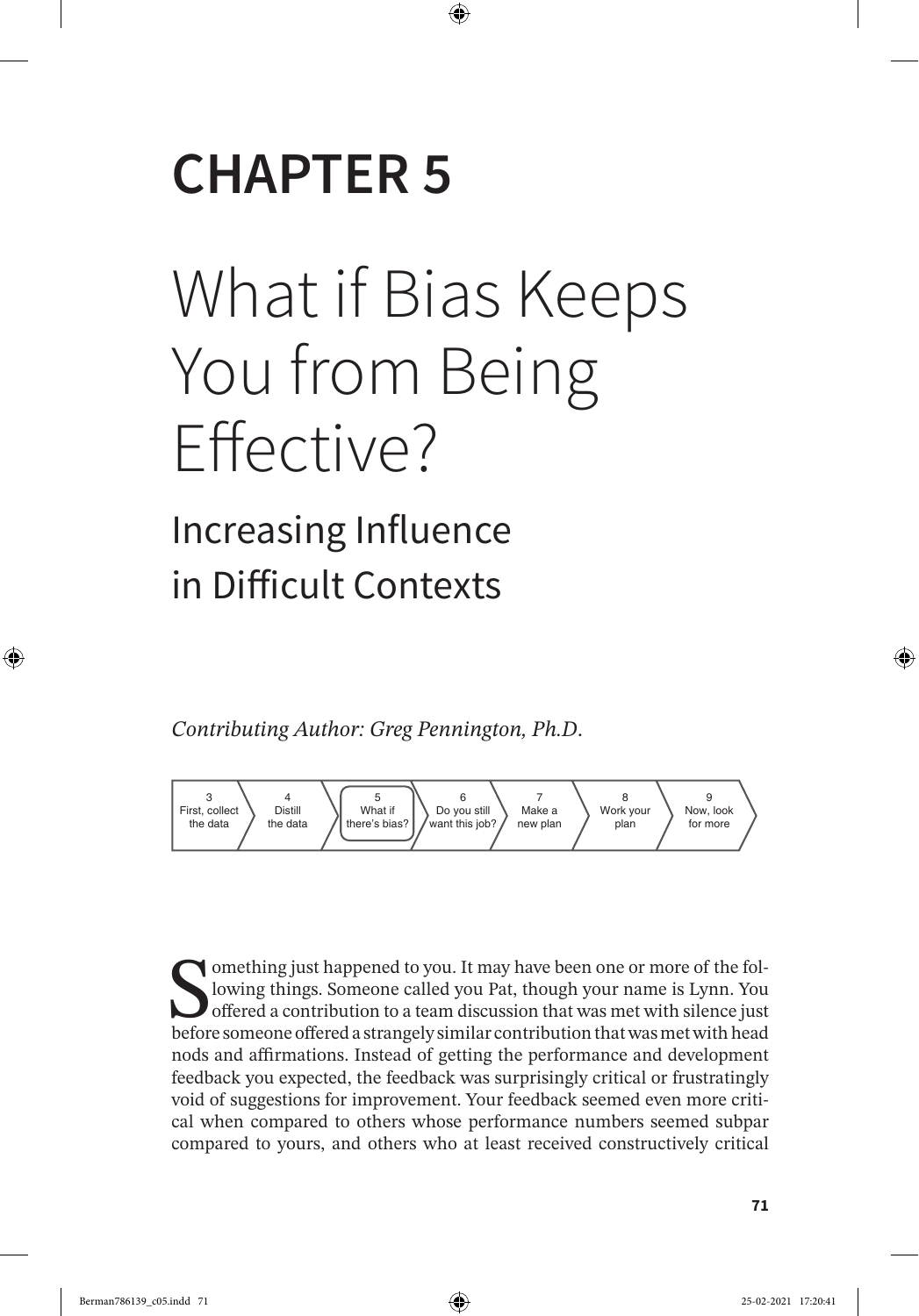# CHAPTER 5

# What if Bias Keeps You from Being Effective?

## Increasing Influence in Difficult Contexts

*Contributing Author: Greg Pennington, Ph.D.*

| 3 First, collect the data | 4 Distill the data | 5 What if there's bias? | 6 Do you still want this job? | 7 Make a new plan | 8 Work your plan | 9 Now, look for more |
|---|---|---|---|---|---|---|

Something just happened to you. It may have been one or more of the following things. Someone called you Pat, though your name is Lynn. You offered a contribution to a team discussion that was met with silence just before someone offered a strangely similar contribution that was met with head nods and affirmations. Instead of getting the performance and development feedback you expected, the feedback was surprisingly critical or frustratingly void of suggestions for improvement. Your feedback seemed even more critical when compared to others whose performance numbers seemed subpar compared to yours, and others who at least received constructively critical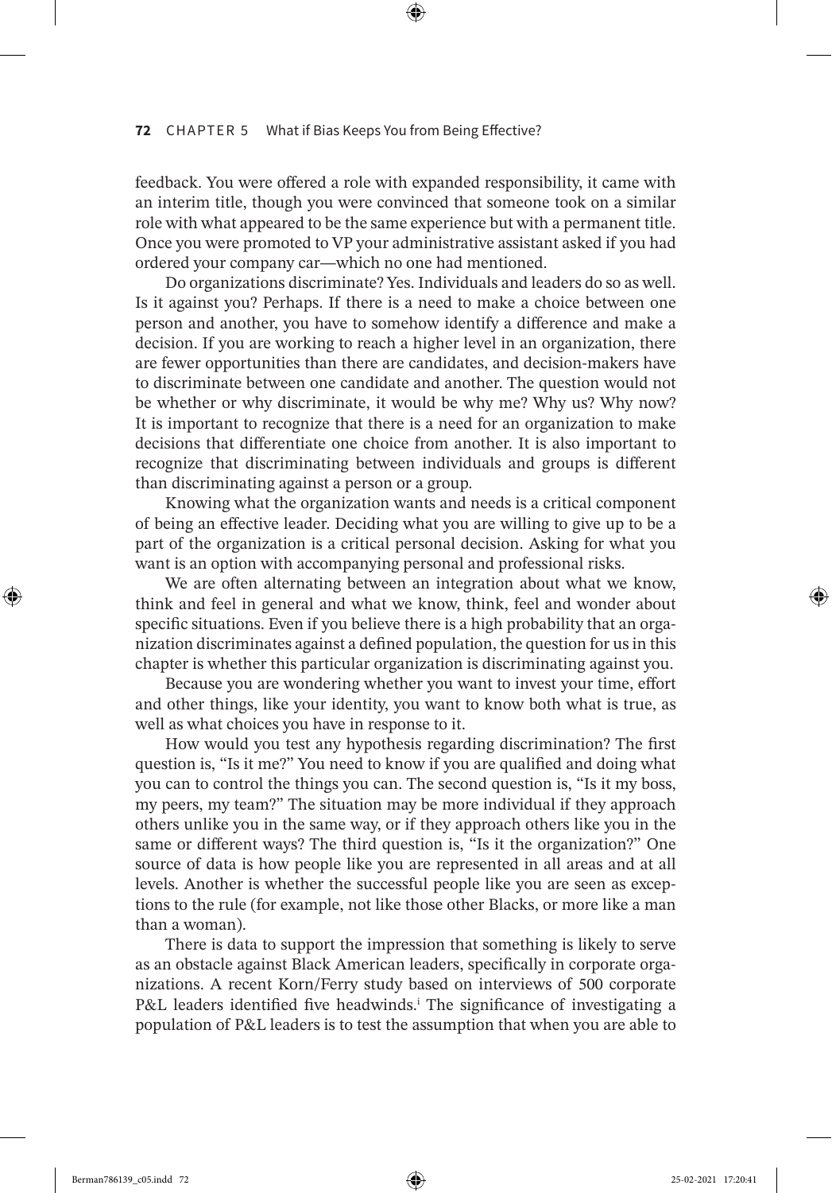feedback. You were offered a role with expanded responsibility, it came with an interim title, though you were convinced that someone took on a similar role with what appeared to be the same experience but with a permanent title. Once you were promoted to VP your administrative assistant asked if you had ordered your company car—which no one had mentioned.

Do organizations discriminate? Yes. Individuals and leaders do so as well. Is it against you? Perhaps. If there is a need to make a choice between one person and another, you have to somehow identify a difference and make a decision. If you are working to reach a higher level in an organization, there are fewer opportunities than there are candidates, and decision-makers have to discriminate between one candidate and another. The question would not be whether or why discriminate, it would be why me? Why us? Why now? It is important to recognize that there is a need for an organization to make decisions that differentiate one choice from another. It is also important to recognize that discriminating between individuals and groups is different than discriminating against a person or a group.

Knowing what the organization wants and needs is a critical component of being an effective leader. Deciding what you are willing to give up to be a part of the organization is a critical personal decision. Asking for what you want is an option with accompanying personal and professional risks.

We are often alternating between an integration about what we know, think and feel in general and what we know, think, feel and wonder about specific situations. Even if you believe there is a high probability that an organization discriminates against a defined population, the question for us in this chapter is whether this particular organization is discriminating against you.

Because you are wondering whether you want to invest your time, effort and other things, like your identity, you want to know both what is true, as well as what choices you have in response to it.

How would you test any hypothesis regarding discrimination? The first question is, "Is it me?" You need to know if you are qualified and doing what you can to control the things you can. The second question is, "Is it my boss, my peers, my team?" The situation may be more individual if they approach others unlike you in the same way, or if they approach others like you in the same or different ways? The third question is, "Is it the organization?" One source of data is how people like you are represented in all areas and at all levels. Another is whether the successful people like you are seen as exceptions to the rule (for example, not like those other Blacks, or more like a man than a woman).

There is data to support the impression that something is likely to serve as an obstacle against Black American leaders, specifically in corporate organizations. A recent Korn/Ferry study based on interviews of 500 corporate P&L leaders identified five headwinds.[i] The significance of investigating a population of P&L leaders is to test the assumption that when you are able to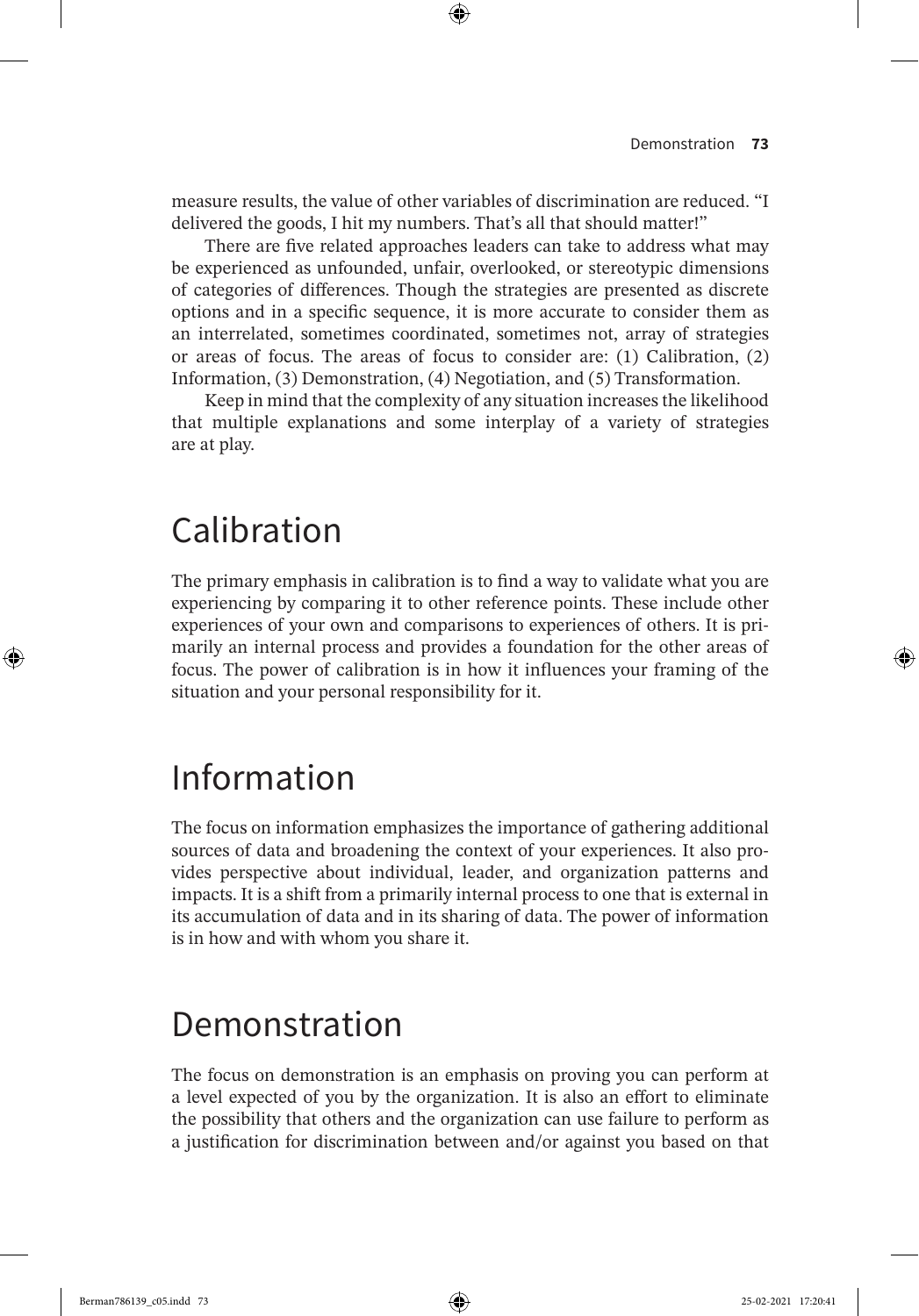measure results, the value of other variables of discrimination are reduced. "I delivered the goods, I hit my numbers. That's all that should matter!"

There are five related approaches leaders can take to address what may be experienced as unfounded, unfair, overlooked, or stereotypic dimensions of categories of differences. Though the strategies are presented as discrete options and in a specific sequence, it is more accurate to consider them as an interrelated, sometimes coordinated, sometimes not, array of strategies or areas of focus. The areas of focus to consider are: (1) Calibration, (2) Information, (3) Demonstration, (4) Negotiation, and (5) Transformation.

Keep in mind that the complexity of any situation increases the likelihood that multiple explanations and some interplay of a variety of strategies are at play.

## Calibration

The primary emphasis in calibration is to find a way to validate what you are experiencing by comparing it to other reference points. These include other experiences of your own and comparisons to experiences of others. It is primarily an internal process and provides a foundation for the other areas of focus. The power of calibration is in how it influences your framing of the situation and your personal responsibility for it.

## Information

The focus on information emphasizes the importance of gathering additional sources of data and broadening the context of your experiences. It also provides perspective about individual, leader, and organization patterns and impacts. It is a shift from a primarily internal process to one that is external in its accumulation of data and in its sharing of data. The power of information is in how and with whom you share it.

## Demonstration

The focus on demonstration is an emphasis on proving you can perform at a level expected of you by the organization. It is also an effort to eliminate the possibility that others and the organization can use failure to perform as a justification for discrimination between and/or against you based on that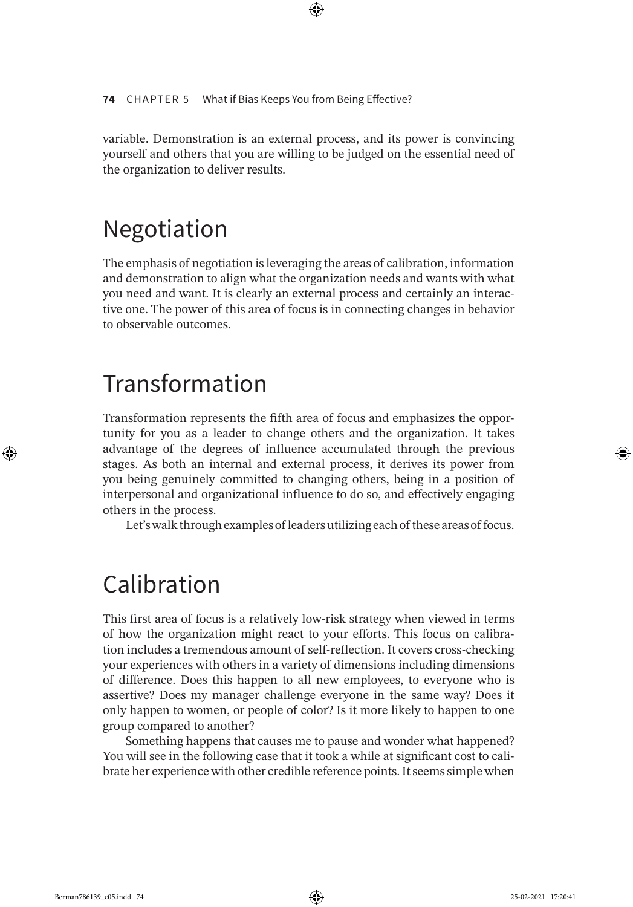variable. Demonstration is an external process, and its power is convincing yourself and others that you are willing to be judged on the essential need of the organization to deliver results.

## Negotiation

The emphasis of negotiation is leveraging the areas of calibration, information and demonstration to align what the organization needs and wants with what you need and want. It is clearly an external process and certainly an interactive one. The power of this area of focus is in connecting changes in behavior to observable outcomes.

## Transformation

Transformation represents the fifth area of focus and emphasizes the opportunity for you as a leader to change others and the organization. It takes advantage of the degrees of influence accumulated through the previous stages. As both an internal and external process, it derives its power from you being genuinely committed to changing others, being in a position of interpersonal and organizational influence to do so, and effectively engaging others in the process.

Let's walk through examples of leaders utilizing each of these areas of focus.

## Calibration

This first area of focus is a relatively low-risk strategy when viewed in terms of how the organization might react to your efforts. This focus on calibration includes a tremendous amount of self-reflection. It covers cross-checking your experiences with others in a variety of dimensions including dimensions of difference. Does this happen to all new employees, to everyone who is assertive? Does my manager challenge everyone in the same way? Does it only happen to women, or people of color? Is it more likely to happen to one group compared to another?

Something happens that causes me to pause and wonder what happened? You will see in the following case that it took a while at significant cost to calibrate her experience with other credible reference points. It seems simple when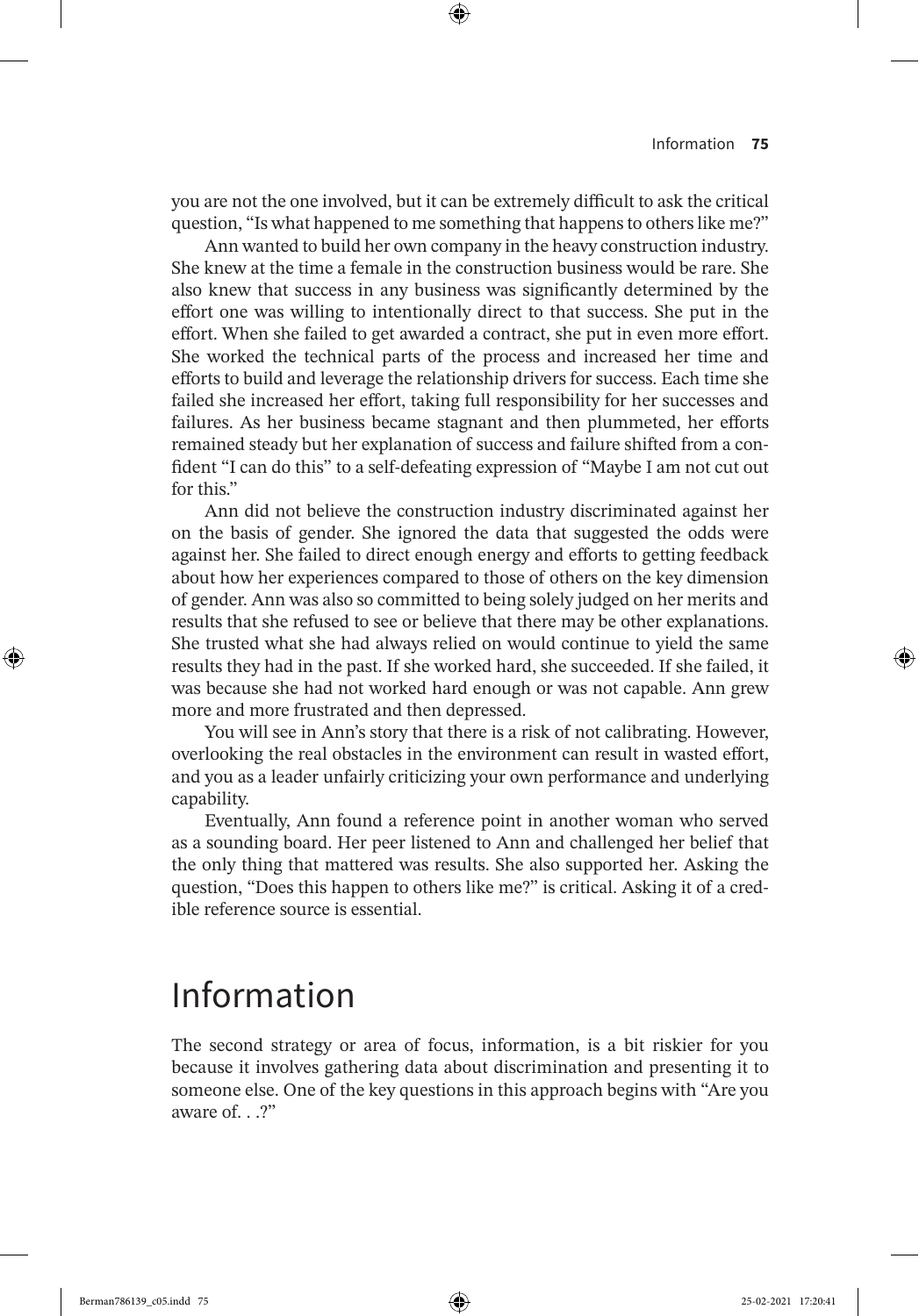you are not the one involved, but it can be extremely difficult to ask the critical question, "Is what happened to me something that happens to others like me?"

Ann wanted to build her own company in the heavy construction industry. She knew at the time a female in the construction business would be rare. She also knew that success in any business was significantly determined by the effort one was willing to intentionally direct to that success. She put in the effort. When she failed to get awarded a contract, she put in even more effort. She worked the technical parts of the process and increased her time and efforts to build and leverage the relationship drivers for success. Each time she failed she increased her effort, taking full responsibility for her successes and failures. As her business became stagnant and then plummeted, her efforts remained steady but her explanation of success and failure shifted from a confident "I can do this" to a self-defeating expression of "Maybe I am not cut out for this."

Ann did not believe the construction industry discriminated against her on the basis of gender. She ignored the data that suggested the odds were against her. She failed to direct enough energy and efforts to getting feedback about how her experiences compared to those of others on the key dimension of gender. Ann was also so committed to being solely judged on her merits and results that she refused to see or believe that there may be other explanations. She trusted what she had always relied on would continue to yield the same results they had in the past. If she worked hard, she succeeded. If she failed, it was because she had not worked hard enough or was not capable. Ann grew more and more frustrated and then depressed.

You will see in Ann's story that there is a risk of not calibrating. However, overlooking the real obstacles in the environment can result in wasted effort, and you as a leader unfairly criticizing your own performance and underlying capability.

Eventually, Ann found a reference point in another woman who served as a sounding board. Her peer listened to Ann and challenged her belief that the only thing that mattered was results. She also supported her. Asking the question, "Does this happen to others like me?" is critical. Asking it of a credible reference source is essential.

# Information

The second strategy or area of focus, information, is a bit riskier for you because it involves gathering data about discrimination and presenting it to someone else. One of the key questions in this approach begins with "Are you aware of. . .?"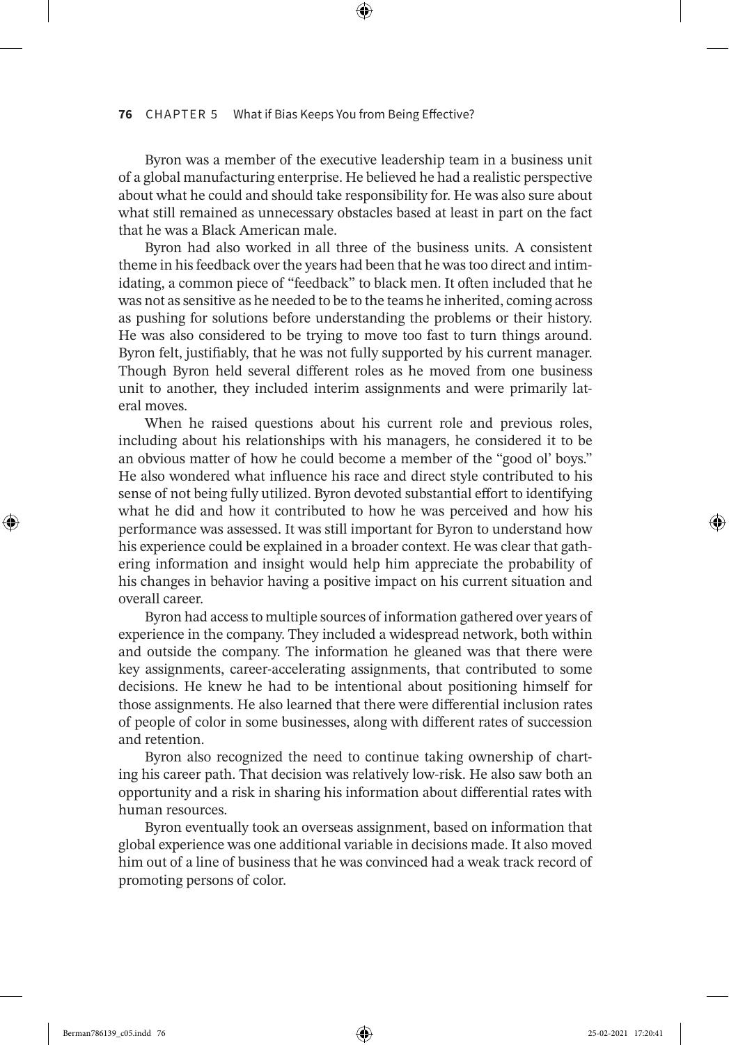Byron was a member of the executive leadership team in a business unit of a global manufacturing enterprise. He believed he had a realistic perspective about what he could and should take responsibility for. He was also sure about what still remained as unnecessary obstacles based at least in part on the fact that he was a Black American male.

Byron had also worked in all three of the business units. A consistent theme in his feedback over the years had been that he was too direct and intimidating, a common piece of "feedback" to black men. It often included that he was not as sensitive as he needed to be to the teams he inherited, coming across as pushing for solutions before understanding the problems or their history. He was also considered to be trying to move too fast to turn things around. Byron felt, justifiably, that he was not fully supported by his current manager. Though Byron held several different roles as he moved from one business unit to another, they included interim assignments and were primarily lateral moves.

When he raised questions about his current role and previous roles, including about his relationships with his managers, he considered it to be an obvious matter of how he could become a member of the "good ol' boys." He also wondered what influence his race and direct style contributed to his sense of not being fully utilized. Byron devoted substantial effort to identifying what he did and how it contributed to how he was perceived and how his performance was assessed. It was still important for Byron to understand how his experience could be explained in a broader context. He was clear that gathering information and insight would help him appreciate the probability of his changes in behavior having a positive impact on his current situation and overall career.

Byron had access to multiple sources of information gathered over years of experience in the company. They included a widespread network, both within and outside the company. The information he gleaned was that there were key assignments, career-accelerating assignments, that contributed to some decisions. He knew he had to be intentional about positioning himself for those assignments. He also learned that there were differential inclusion rates of people of color in some businesses, along with different rates of succession and retention.

Byron also recognized the need to continue taking ownership of charting his career path. That decision was relatively low-risk. He also saw both an opportunity and a risk in sharing his information about differential rates with human resources.

Byron eventually took an overseas assignment, based on information that global experience was one additional variable in decisions made. It also moved him out of a line of business that he was convinced had a weak track record of promoting persons of color.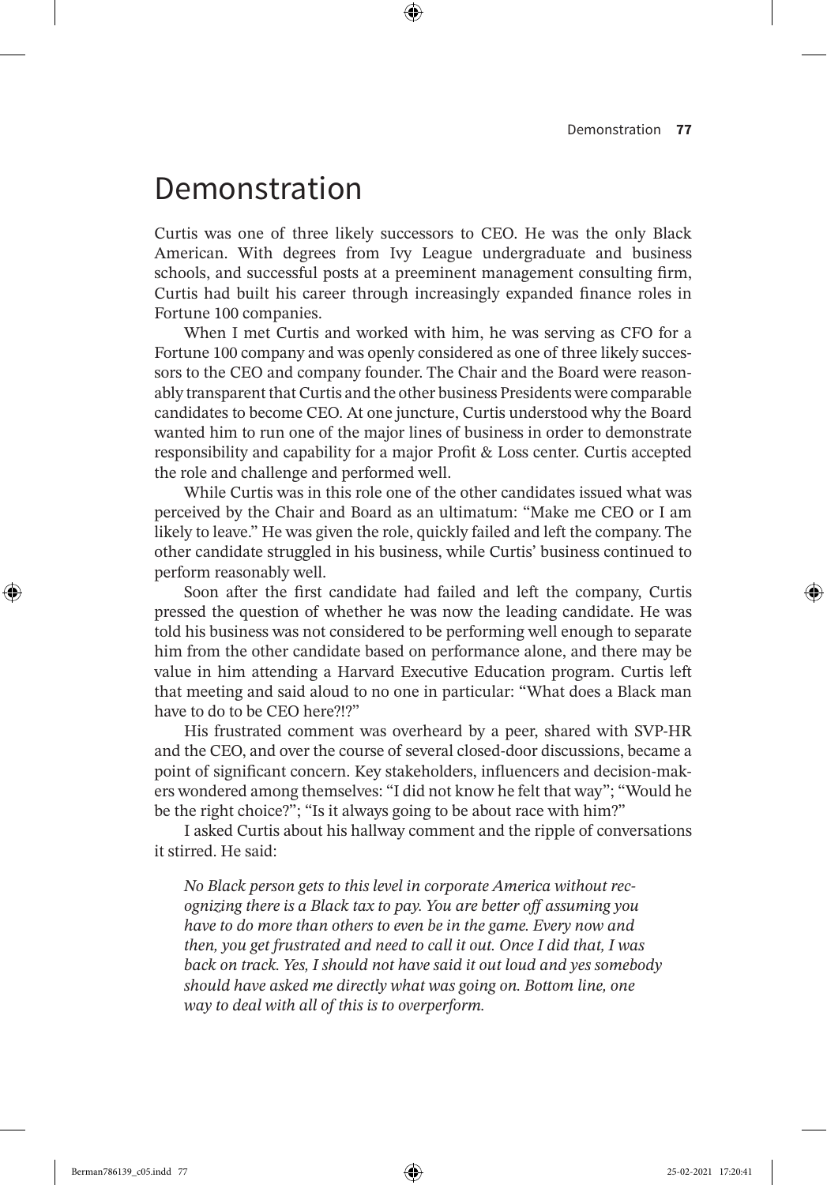# Demonstration

Curtis was one of three likely successors to CEO. He was the only Black American. With degrees from Ivy League undergraduate and business schools, and successful posts at a preeminent management consulting firm, Curtis had built his career through increasingly expanded finance roles in Fortune 100 companies.

When I met Curtis and worked with him, he was serving as CFO for a Fortune 100 company and was openly considered as one of three likely successors to the CEO and company founder. The Chair and the Board were reasonably transparent that Curtis and the other business Presidents were comparable candidates to become CEO. At one juncture, Curtis understood why the Board wanted him to run one of the major lines of business in order to demonstrate responsibility and capability for a major Profit & Loss center. Curtis accepted the role and challenge and performed well.

While Curtis was in this role one of the other candidates issued what was perceived by the Chair and Board as an ultimatum: "Make me CEO or I am likely to leave." He was given the role, quickly failed and left the company. The other candidate struggled in his business, while Curtis' business continued to perform reasonably well.

Soon after the first candidate had failed and left the company, Curtis pressed the question of whether he was now the leading candidate. He was told his business was not considered to be performing well enough to separate him from the other candidate based on performance alone, and there may be value in him attending a Harvard Executive Education program. Curtis left that meeting and said aloud to no one in particular: "What does a Black man have to do to be CEO here?!?"

His frustrated comment was overheard by a peer, shared with SVP-HR and the CEO, and over the course of several closed-door discussions, became a point of significant concern. Key stakeholders, influencers and decision-makers wondered among themselves: "I did not know he felt that way"; "Would he be the right choice?"; "Is it always going to be about race with him?"

I asked Curtis about his hallway comment and the ripple of conversations it stirred. He said:

> *No Black person gets to this level in corporate America without recognizing there is a Black tax to pay. You are better off assuming you have to do more than others to even be in the game. Every now and then, you get frustrated and need to call it out. Once I did that, I was back on track. Yes, I should not have said it out loud and yes somebody should have asked me directly what was going on. Bottom line, one way to deal with all of this is to overperform.*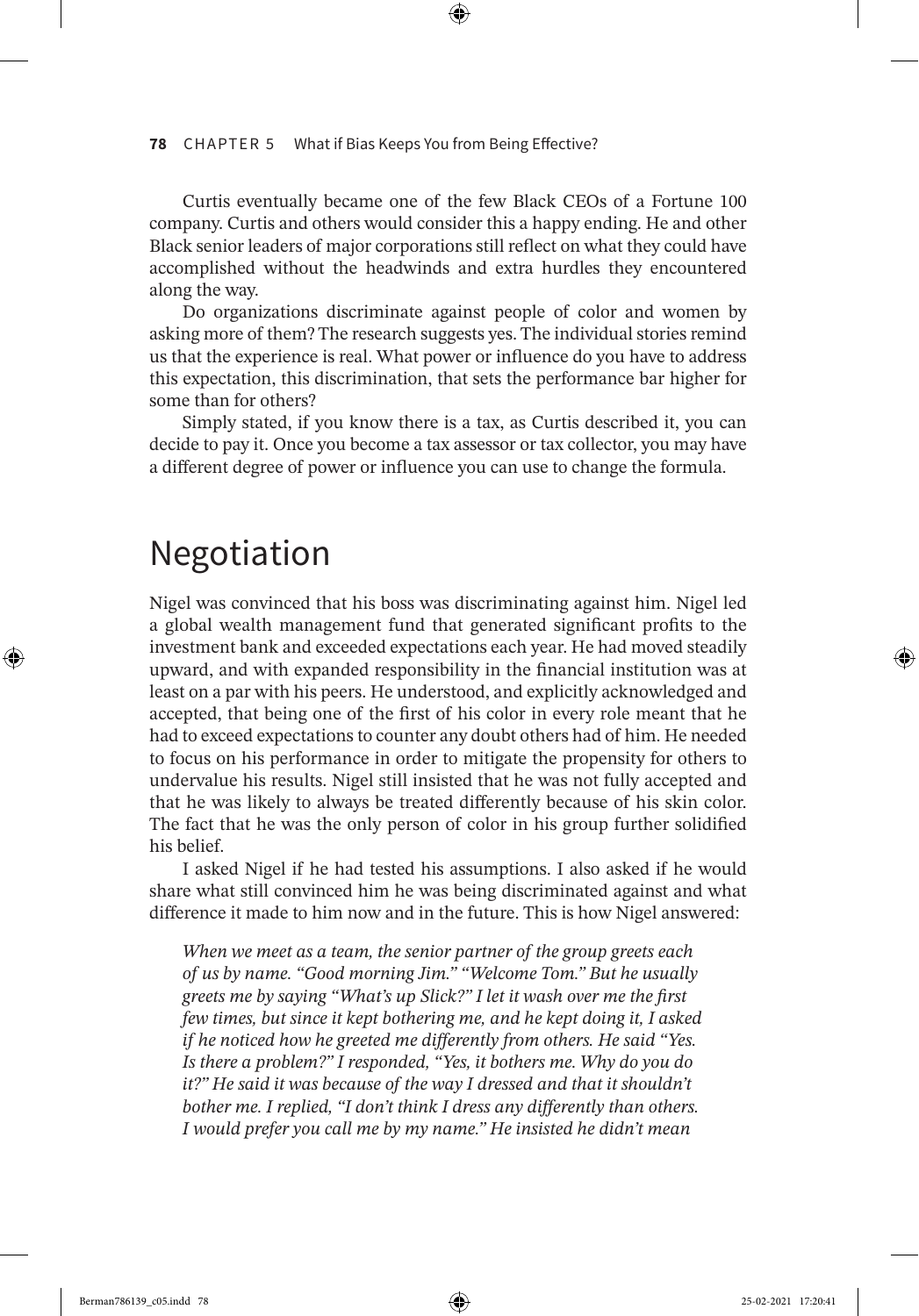Curtis eventually became one of the few Black CEOs of a Fortune 100 company. Curtis and others would consider this a happy ending. He and other Black senior leaders of major corporations still reflect on what they could have accomplished without the headwinds and extra hurdles they encountered along the way.

Do organizations discriminate against people of color and women by asking more of them? The research suggests yes. The individual stories remind us that the experience is real. What power or influence do you have to address this expectation, this discrimination, that sets the performance bar higher for some than for others?

Simply stated, if you know there is a tax, as Curtis described it, you can decide to pay it. Once you become a tax assessor or tax collector, you may have a different degree of power or influence you can use to change the formula.

## Negotiation

Nigel was convinced that his boss was discriminating against him. Nigel led a global wealth management fund that generated significant profits to the investment bank and exceeded expectations each year. He had moved steadily upward, and with expanded responsibility in the financial institution was at least on a par with his peers. He understood, and explicitly acknowledged and accepted, that being one of the first of his color in every role meant that he had to exceed expectations to counter any doubt others had of him. He needed to focus on his performance in order to mitigate the propensity for others to undervalue his results. Nigel still insisted that he was not fully accepted and that he was likely to always be treated differently because of his skin color. The fact that he was the only person of color in his group further solidified his belief.

I asked Nigel if he had tested his assumptions. I also asked if he would share what still convinced him he was being discriminated against and what difference it made to him now and in the future. This is how Nigel answered:

> *When we meet as a team, the senior partner of the group greets each of us by name. "Good morning Jim." "Welcome Tom." But he usually greets me by saying "What's up Slick?" I let it wash over me the first few times, but since it kept bothering me, and he kept doing it, I asked if he noticed how he greeted me differently from others. He said "Yes. Is there a problem?" I responded, "Yes, it bothers me. Why do you do it?" He said it was because of the way I dressed and that it shouldn't bother me. I replied, "I don't think I dress any differently than others. I would prefer you call me by my name." He insisted he didn't mean*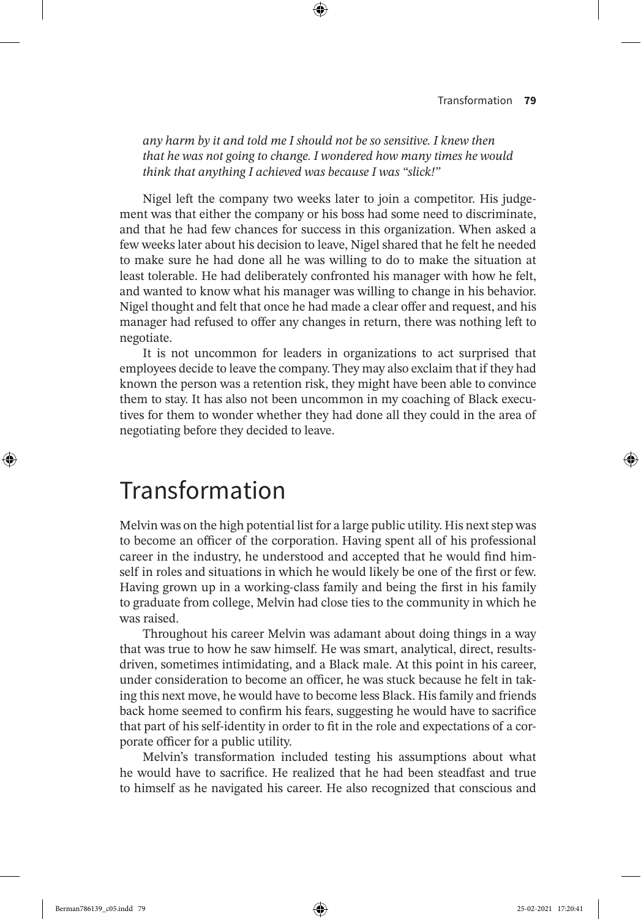*any harm by it and told me I should not be so sensitive. I knew then that he was not going to change. I wondered how many times he would think that anything I achieved was because I was "slick!"*

Nigel left the company two weeks later to join a competitor. His judgement was that either the company or his boss had some need to discriminate, and that he had few chances for success in this organization. When asked a few weeks later about his decision to leave, Nigel shared that he felt he needed to make sure he had done all he was willing to do to make the situation at least tolerable. He had deliberately confronted his manager with how he felt, and wanted to know what his manager was willing to change in his behavior. Nigel thought and felt that once he had made a clear offer and request, and his manager had refused to offer any changes in return, there was nothing left to negotiate.

It is not uncommon for leaders in organizations to act surprised that employees decide to leave the company. They may also exclaim that if they had known the person was a retention risk, they might have been able to convince them to stay. It has also not been uncommon in my coaching of Black executives for them to wonder whether they had done all they could in the area of negotiating before they decided to leave.

# Transformation

Melvin was on the high potential list for a large public utility. His next step was to become an officer of the corporation. Having spent all of his professional career in the industry, he understood and accepted that he would find himself in roles and situations in which he would likely be one of the first or few. Having grown up in a working-class family and being the first in his family to graduate from college, Melvin had close ties to the community in which he was raised.

Throughout his career Melvin was adamant about doing things in a way that was true to how he saw himself. He was smart, analytical, direct, results-driven, sometimes intimidating, and a Black male. At this point in his career, under consideration to become an officer, he was stuck because he felt in taking this next move, he would have to become less Black. His family and friends back home seemed to confirm his fears, suggesting he would have to sacrifice that part of his self-identity in order to fit in the role and expectations of a corporate officer for a public utility.

Melvin's transformation included testing his assumptions about what he would have to sacrifice. He realized that he had been steadfast and true to himself as he navigated his career. He also recognized that conscious and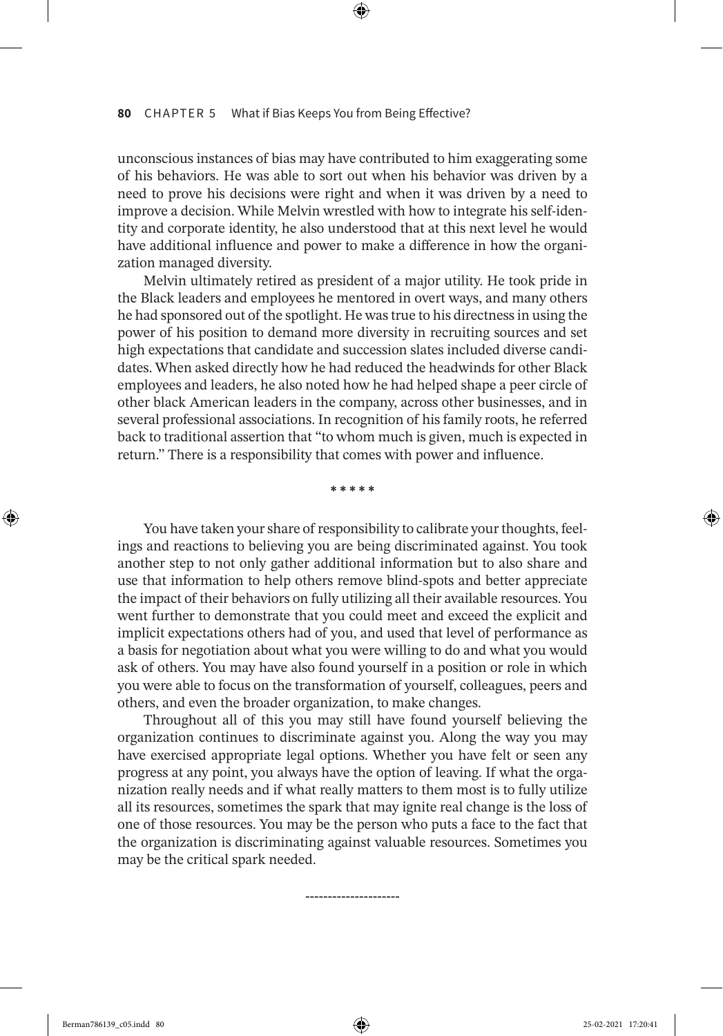unconscious instances of bias may have contributed to him exaggerating some of his behaviors. He was able to sort out when his behavior was driven by a need to prove his decisions were right and when it was driven by a need to improve a decision. While Melvin wrestled with how to integrate his self-identity and corporate identity, he also understood that at this next level he would have additional influence and power to make a difference in how the organization managed diversity.

Melvin ultimately retired as president of a major utility. He took pride in the Black leaders and employees he mentored in overt ways, and many others he had sponsored out of the spotlight. He was true to his directness in using the power of his position to demand more diversity in recruiting sources and set high expectations that candidate and succession slates included diverse candidates. When asked directly how he had reduced the headwinds for other Black employees and leaders, he also noted how he had helped shape a peer circle of other black American leaders in the company, across other businesses, and in several professional associations. In recognition of his family roots, he referred back to traditional assertion that "to whom much is given, much is expected in return." There is a responsibility that comes with power and influence.

\* \* \* \* \*

You have taken your share of responsibility to calibrate your thoughts, feelings and reactions to believing you are being discriminated against. You took another step to not only gather additional information but to also share and use that information to help others remove blind-spots and better appreciate the impact of their behaviors on fully utilizing all their available resources. You went further to demonstrate that you could meet and exceed the explicit and implicit expectations others had of you, and used that level of performance as a basis for negotiation about what you were willing to do and what you would ask of others. You may have also found yourself in a position or role in which you were able to focus on the transformation of yourself, colleagues, peers and others, and even the broader organization, to make changes.

Throughout all of this you may still have found yourself believing the organization continues to discriminate against you. Along the way you may have exercised appropriate legal options. Whether you have felt or seen any progress at any point, you always have the option of leaving. If what the organization really needs and if what really matters to them most is to fully utilize all its resources, sometimes the spark that may ignite real change is the loss of one of those resources. You may be the person who puts a face to the fact that the organization is discriminating against valuable resources. Sometimes you may be the critical spark needed.

---------------------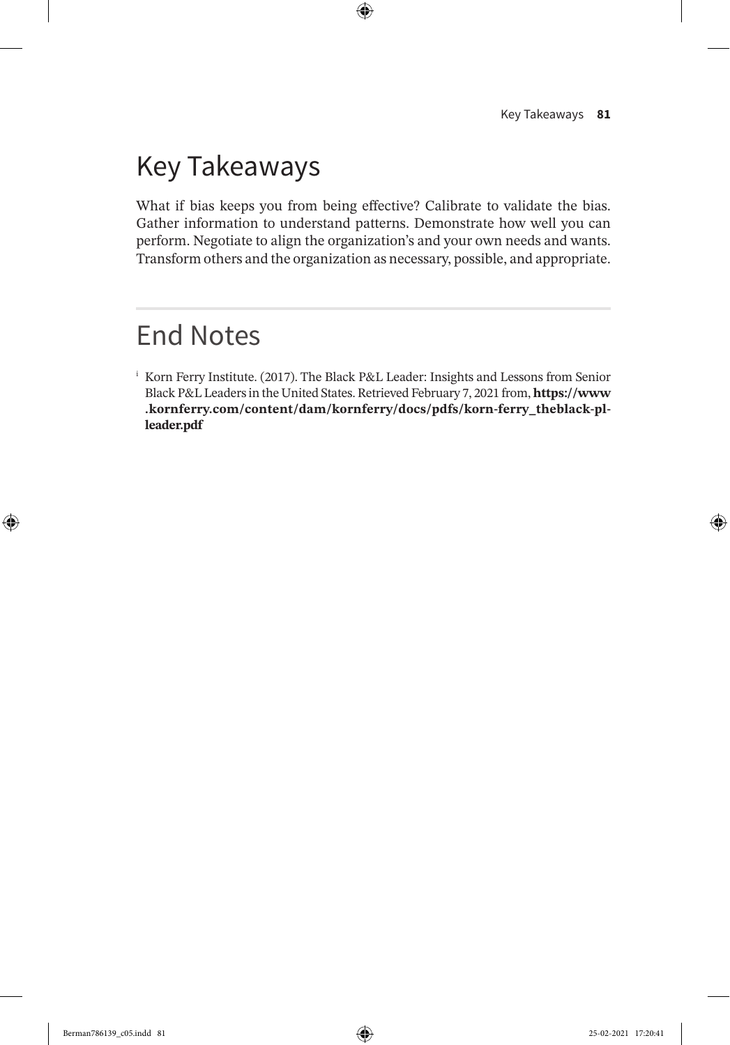## Key Takeaways

What if bias keeps you from being effective? Calibrate to validate the bias. Gather information to understand patterns. Demonstrate how well you can perform. Negotiate to align the organization's and your own needs and wants. Transform others and the organization as necessary, possible, and appropriate.

## End Notes

[i] Korn Ferry Institute. (2017). The Black P&L Leader: Insights and Lessons from Senior Black P&L Leaders in the United States. Retrieved February 7, 2021 from, **https://www.kornferry.com/content/dam/kornferry/docs/pdfs/korn-ferry_theblack-pl-leader.pdf**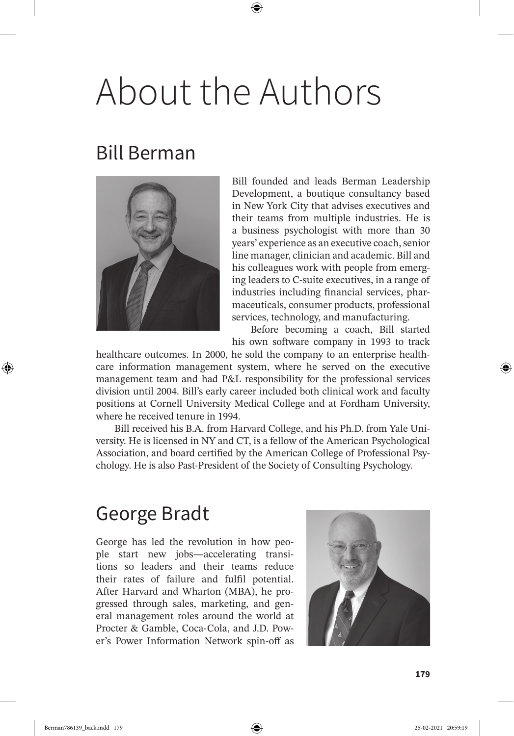# About the Authors

## Bill Berman

Bill founded and leads Berman Leadership Development, a boutique consultancy based in New York City that advises executives and their teams from multiple industries. He is a business psychologist with more than 30 years' experience as an executive coach, senior line manager, clinician and academic. Bill and his colleagues work with people from emerging leaders to C-suite executives, in a range of industries including financial services, pharmaceuticals, consumer products, professional services, technology, and manufacturing.

Before becoming a coach, Bill started his own software company in 1993 to track healthcare outcomes. In 2000, he sold the company to an enterprise healthcare information management system, where he served on the executive management team and had P&L responsibility for the professional services division until 2004. Bill's early career included both clinical work and faculty positions at Cornell University Medical College and at Fordham University, where he received tenure in 1994.

Bill received his B.A. from Harvard College, and his Ph.D. from Yale University. He is licensed in NY and CT, is a fellow of the American Psychological Association, and board certified by the American College of Professional Psychology. He is also Past-President of the Society of Consulting Psychology.

## George Bradt

George has led the revolution in how people start new jobs—accelerating transitions so leaders and their teams reduce their rates of failure and fulfil potential. After Harvard and Wharton (MBA), he progressed through sales, marketing, and general management roles around the world at Procter & Gamble, Coca-Cola, and J.D. Power's Power Information Network spin-off as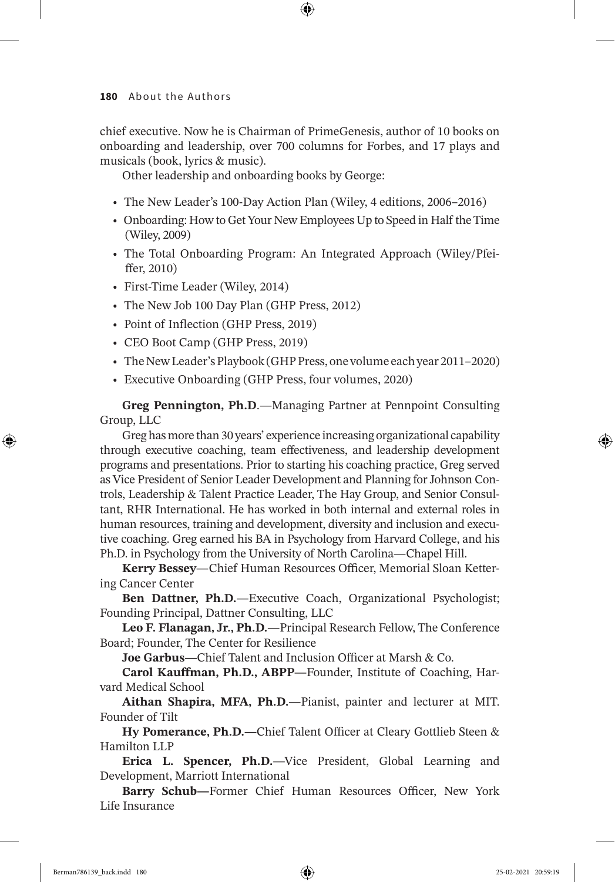chief executive. Now he is Chairman of PrimeGenesis, author of 10 books on onboarding and leadership, over 700 columns for Forbes, and 17 plays and musicals (book, lyrics & music).

Other leadership and onboarding books by George:

- The New Leader's 100-Day Action Plan (Wiley, 4 editions, 2006–2016)
- Onboarding: How to Get Your New Employees Up to Speed in Half the Time (Wiley, 2009)
- The Total Onboarding Program: An Integrated Approach (Wiley/Pfeiffer, 2010)
- First-Time Leader (Wiley, 2014)
- The New Job 100 Day Plan (GHP Press, 2012)
- Point of Inflection (GHP Press, 2019)
- CEO Boot Camp (GHP Press, 2019)
- The New Leader's Playbook (GHP Press, one volume each year 2011–2020)
- Executive Onboarding (GHP Press, four volumes, 2020)

**Greg Pennington, Ph.D**.—Managing Partner at Pennpoint Consulting Group, LLC

Greg has more than 30 years' experience increasing organizational capability through executive coaching, team effectiveness, and leadership development programs and presentations. Prior to starting his coaching practice, Greg served as Vice President of Senior Leader Development and Planning for Johnson Controls, Leadership & Talent Practice Leader, The Hay Group, and Senior Consultant, RHR International. He has worked in both internal and external roles in human resources, training and development, diversity and inclusion and executive coaching. Greg earned his BA in Psychology from Harvard College, and his Ph.D. in Psychology from the University of North Carolina—Chapel Hill.

**Kerry Bessey**—Chief Human Resources Officer, Memorial Sloan Kettering Cancer Center

**Ben Dattner, Ph.D.**—Executive Coach, Organizational Psychologist; Founding Principal, Dattner Consulting, LLC

**Leo F. Flanagan, Jr., Ph.D.**—Principal Research Fellow, The Conference Board; Founder, The Center for Resilience

**Joe Garbus—**Chief Talent and Inclusion Officer at Marsh & Co.

**Carol Kauffman, Ph.D., ABPP—**Founder, Institute of Coaching, Harvard Medical School

**Aithan Shapira, MFA, Ph.D.**—Pianist, painter and lecturer at MIT. Founder of Tilt

**Hy Pomerance, Ph.D.—**Chief Talent Officer at Cleary Gottlieb Steen & Hamilton LLP

**Erica L. Spencer, Ph.D.**—Vice President, Global Learning and Development, Marriott International

**Barry Schub—**Former Chief Human Resources Officer, New York Life Insurance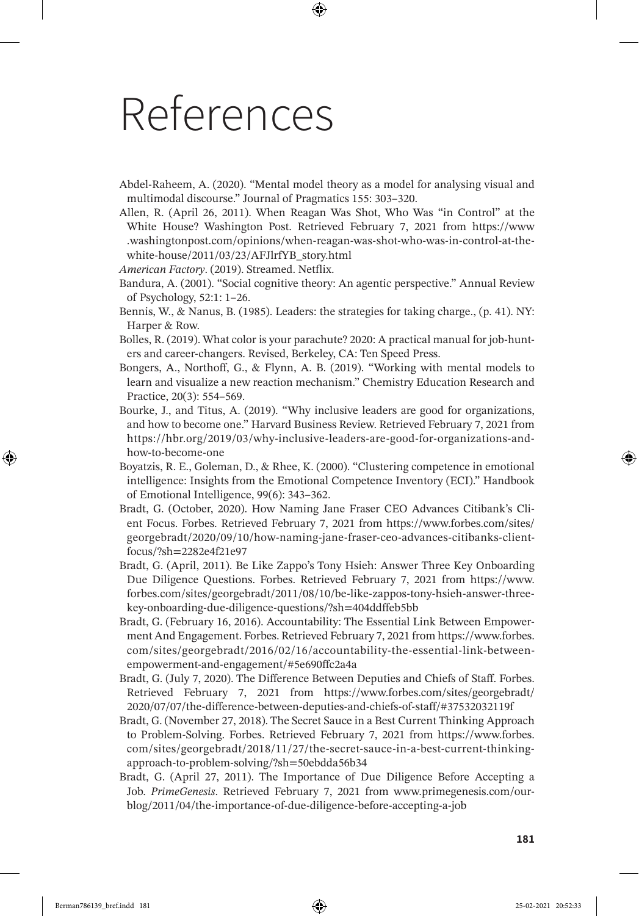# References

Abdel-Raheem, A. (2020). "Mental model theory as a model for analysing visual and multimodal discourse." Journal of Pragmatics 155: 303–320.

Allen, R. (April 26, 2011). When Reagan Was Shot, Who Was "in Control" at the White House? Washington Post. Retrieved February 7, 2021 from https://www.washingtonpost.com/opinions/when-reagan-was-shot-who-was-in-control-at-the-white-house/2011/03/23/AFJlrfYB_story.html

*American Factory*. (2019). Streamed. Netflix.

Bandura, A. (2001). "Social cognitive theory: An agentic perspective." Annual Review of Psychology, 52:1: 1–26.

Bennis, W., & Nanus, B. (1985). Leaders: the strategies for taking charge., (p. 41). NY: Harper & Row.

Bolles, R. (2019). What color is your parachute? 2020: A practical manual for job-hunters and career-changers. Revised, Berkeley, CA: Ten Speed Press.

Bongers, A., Northoff, G., & Flynn, A. B. (2019). "Working with mental models to learn and visualize a new reaction mechanism." Chemistry Education Research and Practice, 20(3): 554–569.

Bourke, J., and Titus, A. (2019). "Why inclusive leaders are good for organizations, and how to become one." Harvard Business Review. Retrieved February 7, 2021 from https://hbr.org/2019/03/why-inclusive-leaders-are-good-for-organizations-and-how-to-become-one

Boyatzis, R. E., Goleman, D., & Rhee, K. (2000). "Clustering competence in emotional intelligence: Insights from the Emotional Competence Inventory (ECI)." Handbook of Emotional Intelligence, 99(6): 343–362.

Bradt, G. (October, 2020). How Naming Jane Fraser CEO Advances Citibank's Client Focus. Forbes. Retrieved February 7, 2021 from https://www.forbes.com/sites/georgebradt/2020/09/10/how-naming-jane-fraser-ceo-advances-citibanks-client-focus/?sh=2282e4f21e97

Bradt, G. (April, 2011). Be Like Zappo's Tony Hsieh: Answer Three Key Onboarding Due Diligence Questions. Forbes. Retrieved February 7, 2021 from https://www.forbes.com/sites/georgebradt/2011/08/10/be-like-zappos-tony-hsieh-answer-three-key-onboarding-due-diligence-questions/?sh=404ddffeb5bb

Bradt, G. (February 16, 2016). Accountability: The Essential Link Between Empowerment And Engagement. Forbes. Retrieved February 7, 2021 from https://www.forbes.com/sites/georgebradt/2016/02/16/accountability-the-essential-link-between-empowerment-and-engagement/#5e690ffc2a4a

Bradt, G. (July 7, 2020). The Difference Between Deputies and Chiefs of Staff. Forbes. Retrieved February 7, 2021 from https://www.forbes.com/sites/georgebradt/2020/07/07/the-difference-between-deputies-and-chiefs-of-staff/#37532032119f

Bradt, G. (November 27, 2018). The Secret Sauce in a Best Current Thinking Approach to Problem-Solving. Forbes. Retrieved February 7, 2021 from https://www.forbes.com/sites/georgebradt/2018/11/27/the-secret-sauce-in-a-best-current-thinking-approach-to-problem-solving/?sh=50ebdda56b34

Bradt, G. (April 27, 2011). The Importance of Due Diligence Before Accepting a Job. *PrimeGenesis*. Retrieved February 7, 2021 from www.primegenesis.com/our-blog/2011/04/the-importance-of-due-diligence-before-accepting-a-job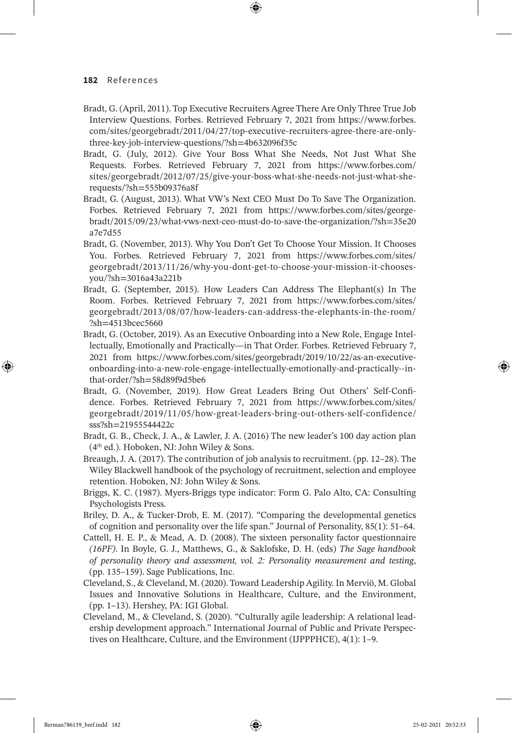Bradt, G. (April, 2011). Top Executive Recruiters Agree There Are Only Three True Job Interview Questions. Forbes. Retrieved February 7, 2021 from https://www.forbes.com/sites/georgebradt/2011/04/27/top-executive-recruiters-agree-there-are-only-three-key-job-interview-questions/?sh=4b632096f35c

Bradt, G. (July, 2012). Give Your Boss What She Needs, Not Just What She Requests. Forbes. Retrieved February 7, 2021 from https://www.forbes.com/sites/georgebradt/2012/07/25/give-your-boss-what-she-needs-not-just-what-she-requests/?sh=555b09376a8f

Bradt, G. (August, 2013). What VW's Next CEO Must Do To Save The Organization. Forbes. Retrieved February 7, 2021 from https://www.forbes.com/sites/georgebradt/2015/09/23/what-vws-next-ceo-must-do-to-save-the-organization/?sh=35e20a7e7d55

Bradt, G. (November, 2013). Why You Don't Get To Choose Your Mission. It Chooses You. Forbes. Retrieved February 7, 2021 from https://www.forbes.com/sites/georgebradt/2013/11/26/why-you-dont-get-to-choose-your-mission-it-chooses-you/?sh=3016a43a221b

Bradt, G. (September, 2015). How Leaders Can Address The Elephant(s) In The Room. Forbes. Retrieved February 7, 2021 from https://www.forbes.com/sites/georgebradt/2013/08/07/how-leaders-can-address-the-elephants-in-the-room/?sh=4513bcec5660

Bradt, G. (October, 2019). As an Executive Onboarding into a New Role, Engage Intellectually, Emotionally and Practically—in That Order. Forbes. Retrieved February 7, 2021 from https://www.forbes.com/sites/georgebradt/2019/10/22/as-an-executive-onboarding-into-a-new-role-engage-intellectually-emotionally-and-practically--in-that-order/?sh=58d89f9d5be6

Bradt, G. (November, 2019). How Great Leaders Bring Out Others' Self-Confidence. Forbes. Retrieved February 7, 2021 from https://www.forbes.com/sites/georgebradt/2019/11/05/how-great-leaders-bring-out-others-self-confidence/sss?sh=21955544422c

Bradt, G. B., Check, J. A., & Lawler, J. A. (2016) The new leader's 100 day action plan (4th ed.). Hoboken, NJ: John Wiley & Sons.

Breaugh, J. A. (2017). The contribution of job analysis to recruitment. (pp. 12–28). The Wiley Blackwell handbook of the psychology of recruitment, selection and employee retention. Hoboken, NJ: John Wiley & Sons.

Briggs, K. C. (1987). Myers-Briggs type indicator: Form G. Palo Alto, CA: Consulting Psychologists Press.

Briley, D. A., & Tucker-Drob, E. M. (2017). "Comparing the developmental genetics of cognition and personality over the life span." Journal of Personality, 85(1): 51–64.

Cattell, H. E. P., & Mead, A. D. (2008). The sixteen personality factor questionnaire *(16PF)*. In Boyle, G. J., Matthews, G., & Saklofske, D. H. (eds) *The Sage handbook of personality theory and assessment, vol. 2: Personality measurement and testing*, (pp. 135–159). Sage Publications, Inc.

Cleveland, S., & Cleveland, M. (2020). Toward Leadership Agility. In Merviö, M. Global Issues and Innovative Solutions in Healthcare, Culture, and the Environment, (pp. 1–13). Hershey, PA: IGI Global.

Cleveland, M., & Cleveland, S. (2020). "Culturally agile leadership: A relational leadership development approach." International Journal of Public and Private Perspectives on Healthcare, Culture, and the Environment (IJPPPHCE), 4(1): 1–9.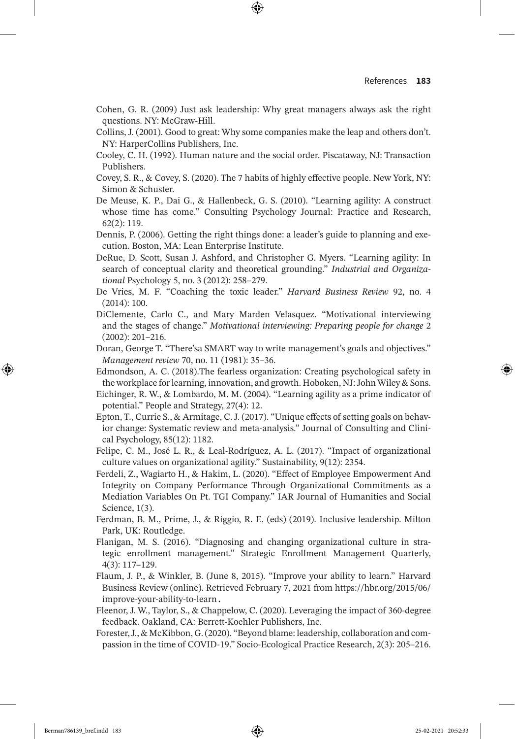Cohen, G. R. (2009) Just ask leadership: Why great managers always ask the right questions. NY: McGraw-Hill.

Collins, J. (2001). Good to great: Why some companies make the leap and others don't. NY: HarperCollins Publishers, Inc.

Cooley, C. H. (1992). Human nature and the social order. Piscataway, NJ: Transaction Publishers.

Covey, S. R., & Covey, S. (2020). The 7 habits of highly effective people. New York, NY: Simon & Schuster.

De Meuse, K. P., Dai G., & Hallenbeck, G. S. (2010). "Learning agility: A construct whose time has come." Consulting Psychology Journal: Practice and Research, 62(2): 119.

Dennis, P. (2006). Getting the right things done: a leader's guide to planning and execution. Boston, MA: Lean Enterprise Institute.

DeRue, D. Scott, Susan J. Ashford, and Christopher G. Myers. "Learning agility: In search of conceptual clarity and theoretical grounding." *Industrial and Organizational* Psychology 5, no. 3 (2012): 258–279.

De Vries, M. F. "Coaching the toxic leader." *Harvard Business Review* 92, no. 4 (2014): 100.

DiClemente, Carlo C., and Mary Marden Velasquez. "Motivational interviewing and the stages of change." *Motivational interviewing: Preparing people for change* 2 (2002): 201–216.

Doran, George T. "There'sa SMART way to write management's goals and objectives." *Management review* 70, no. 11 (1981): 35–36.

Edmondson, A. C. (2018).The fearless organization: Creating psychological safety in the workplace for learning, innovation, and growth. Hoboken, NJ: John Wiley & Sons.

Eichinger, R. W., & Lombardo, M. M. (2004). "Learning agility as a prime indicator of potential." People and Strategy, 27(4): 12.

Epton, T., Currie S., & Armitage, C. J. (2017). "Unique effects of setting goals on behavior change: Systematic review and meta-analysis." Journal of Consulting and Clinical Psychology, 85(12): 1182.

Felipe, C. M., José L. R., & Leal-Rodríguez, A. L. (2017). "Impact of organizational culture values on organizational agility." Sustainability, 9(12): 2354.

Ferdeli, Z., Wagiarto H., & Hakim, L. (2020). "Effect of Employee Empowerment And Integrity on Company Performance Through Organizational Commitments as a Mediation Variables On Pt. TGI Company." IAR Journal of Humanities and Social Science, 1(3).

Ferdman, B. M., Prime, J., & Riggio, R. E. (eds) (2019). Inclusive leadership. Milton Park, UK: Routledge.

Flanigan, M. S. (2016). "Diagnosing and changing organizational culture in strategic enrollment management." Strategic Enrollment Management Quarterly, 4(3): 117–129.

Flaum, J. P., & Winkler, B. (June 8, 2015). "Improve your ability to learn." Harvard Business Review (online). Retrieved February 7, 2021 from https://hbr.org/2015/06/improve-your-ability-to-learn.

Fleenor, J. W., Taylor, S., & Chappelow, C. (2020). Leveraging the impact of 360-degree feedback. Oakland, CA: Berrett-Koehler Publishers, Inc.

Forester, J., & McKibbon, G. (2020). "Beyond blame: leadership, collaboration and compassion in the time of COVID-19." Socio-Ecological Practice Research, 2(3): 205–216.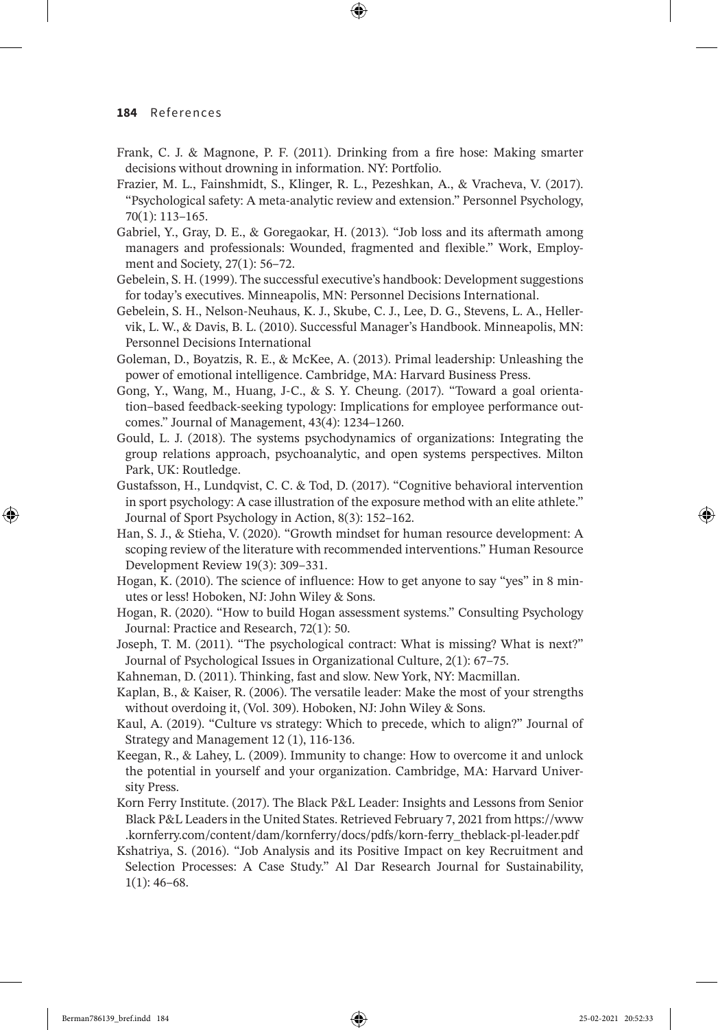Frank, C. J. & Magnone, P. F. (2011). Drinking from a fire hose: Making smarter decisions without drowning in information. NY: Portfolio.

Frazier, M. L., Fainshmidt, S., Klinger, R. L., Pezeshkan, A., & Vracheva, V. (2017). "Psychological safety: A meta-analytic review and extension." Personnel Psychology, 70(1): 113–165.

Gabriel, Y., Gray, D. E., & Goregaokar, H. (2013). "Job loss and its aftermath among managers and professionals: Wounded, fragmented and flexible." Work, Employment and Society, 27(1): 56–72.

Gebelein, S. H. (1999). The successful executive's handbook: Development suggestions for today's executives. Minneapolis, MN: Personnel Decisions International.

Gebelein, S. H., Nelson-Neuhaus, K. J., Skube, C. J., Lee, D. G., Stevens, L. A., Hellervik, L. W., & Davis, B. L. (2010). Successful Manager's Handbook. Minneapolis, MN: Personnel Decisions International

Goleman, D., Boyatzis, R. E., & McKee, A. (2013). Primal leadership: Unleashing the power of emotional intelligence. Cambridge, MA: Harvard Business Press.

Gong, Y., Wang, M., Huang, J-C., & S. Y. Cheung. (2017). "Toward a goal orientation–based feedback-seeking typology: Implications for employee performance outcomes." Journal of Management, 43(4): 1234–1260.

Gould, L. J. (2018). The systems psychodynamics of organizations: Integrating the group relations approach, psychoanalytic, and open systems perspectives. Milton Park, UK: Routledge.

Gustafsson, H., Lundqvist, C. C. & Tod, D. (2017). "Cognitive behavioral intervention in sport psychology: A case illustration of the exposure method with an elite athlete." Journal of Sport Psychology in Action, 8(3): 152–162.

Han, S. J., & Stieha, V. (2020). "Growth mindset for human resource development: A scoping review of the literature with recommended interventions." Human Resource Development Review 19(3): 309–331.

Hogan, K. (2010). The science of influence: How to get anyone to say "yes" in 8 minutes or less! Hoboken, NJ: John Wiley & Sons.

Hogan, R. (2020). "How to build Hogan assessment systems." Consulting Psychology Journal: Practice and Research, 72(1): 50.

Joseph, T. M. (2011). "The psychological contract: What is missing? What is next?" Journal of Psychological Issues in Organizational Culture, 2(1): 67–75.

Kahneman, D. (2011). Thinking, fast and slow. New York, NY: Macmillan.

Kaplan, B., & Kaiser, R. (2006). The versatile leader: Make the most of your strengths without overdoing it, (Vol. 309). Hoboken, NJ: John Wiley & Sons.

Kaul, A. (2019). "Culture vs strategy: Which to precede, which to align?" Journal of Strategy and Management 12 (1), 116-136.

Keegan, R., & Lahey, L. (2009). Immunity to change: How to overcome it and unlock the potential in yourself and your organization. Cambridge, MA: Harvard University Press.

Korn Ferry Institute. (2017). The Black P&L Leader: Insights and Lessons from Senior Black P&L Leaders in the United States. Retrieved February 7, 2021 from https://www.kornferry.com/content/dam/kornferry/docs/pdfs/korn-ferry_theblack-pl-leader.pdf

Kshatriya, S. (2016). "Job Analysis and its Positive Impact on key Recruitment and Selection Processes: A Case Study." Al Dar Research Journal for Sustainability, 1(1): 46–68.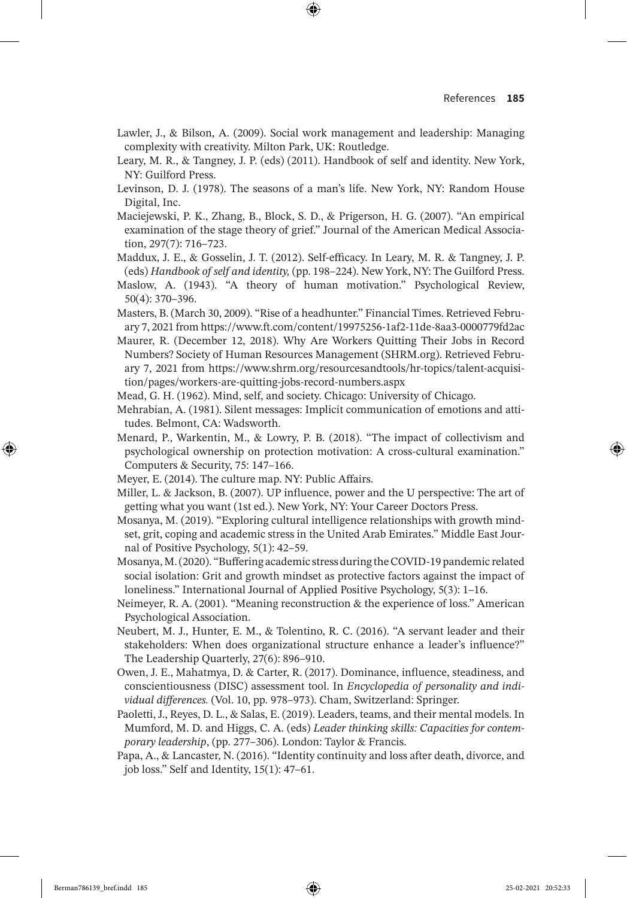Lawler, J., & Bilson, A. (2009). Social work management and leadership: Managing complexity with creativity. Milton Park, UK: Routledge.

Leary, M. R., & Tangney, J. P. (eds) (2011). Handbook of self and identity. New York, NY: Guilford Press.

Levinson, D. J. (1978). The seasons of a man's life. New York, NY: Random House Digital, Inc.

Maciejewski, P. K., Zhang, B., Block, S. D., & Prigerson, H. G. (2007). "An empirical examination of the stage theory of grief." Journal of the American Medical Association, 297(7): 716–723.

Maddux, J. E., & Gosselin, J. T. (2012). Self-efficacy. In Leary, M. R. & Tangney, J. P. (eds) *Handbook of self and identity,* (pp. 198–224). New York, NY: The Guilford Press.

Maslow, A. (1943). "A theory of human motivation." Psychological Review, 50(4): 370–396.

Masters, B. (March 30, 2009). "Rise of a headhunter." Financial Times. Retrieved February 7, 2021 from https://www.ft.com/content/19975256-1af2-11de-8aa3-0000779fd2ac

Maurer, R. (December 12, 2018). Why Are Workers Quitting Their Jobs in Record Numbers? Society of Human Resources Management (SHRM.org). Retrieved February 7, 2021 from https://www.shrm.org/resourcesandtools/hr-topics/talent-acquisition/pages/workers-are-quitting-jobs-record-numbers.aspx

Mead, G. H. (1962). Mind, self, and society. Chicago: University of Chicago.

Mehrabian, A. (1981). Silent messages: Implicit communication of emotions and attitudes. Belmont, CA: Wadsworth.

Menard, P., Warkentin, M., & Lowry, P. B. (2018). "The impact of collectivism and psychological ownership on protection motivation: A cross-cultural examination." Computers & Security, 75: 147–166.

Meyer, E. (2014). The culture map. NY: Public Affairs.

Miller, L. & Jackson, B. (2007). UP influence, power and the U perspective: The art of getting what you want (1st ed.). New York, NY: Your Career Doctors Press.

Mosanya, M. (2019). "Exploring cultural intelligence relationships with growth mindset, grit, coping and academic stress in the United Arab Emirates." Middle East Journal of Positive Psychology, 5(1): 42–59.

Mosanya, M. (2020). "Buffering academic stress during the COVID-19 pandemic related social isolation: Grit and growth mindset as protective factors against the impact of loneliness." International Journal of Applied Positive Psychology, 5(3): 1–16.

Neimeyer, R. A. (2001). "Meaning reconstruction & the experience of loss." American Psychological Association.

Neubert, M. J., Hunter, E. M., & Tolentino, R. C. (2016). "A servant leader and their stakeholders: When does organizational structure enhance a leader's influence?" The Leadership Quarterly, 27(6): 896–910.

Owen, J. E., Mahatmya, D. & Carter, R. (2017). Dominance, influence, steadiness, and conscientiousness (DISC) assessment tool. In *Encyclopedia of personality and individual differences.* (Vol. 10, pp. 978–973). Cham, Switzerland: Springer.

Paoletti, J., Reyes, D. L., & Salas, E. (2019). Leaders, teams, and their mental models. In Mumford, M. D. and Higgs, C. A. (eds) *Leader thinking skills: Capacities for contemporary leadership*, (pp. 277–306). London: Taylor & Francis.

Papa, A., & Lancaster, N. (2016). "Identity continuity and loss after death, divorce, and job loss." Self and Identity, 15(1): 47–61.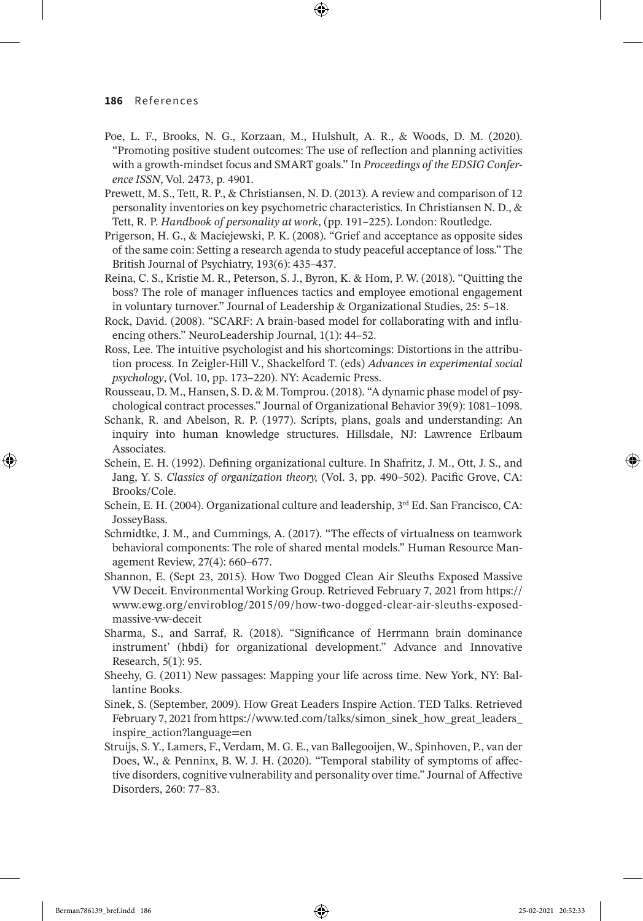Poe, L. F., Brooks, N. G., Korzaan, M., Hulshult, A. R., & Woods, D. M. (2020). "Promoting positive student outcomes: The use of reflection and planning activities with a growth-mindset focus and SMART goals." In *Proceedings of the EDSIG Conference ISSN*, Vol. 2473, p. 4901.

Prewett, M. S., Tett, R. P., & Christiansen, N. D. (2013). A review and comparison of 12 personality inventories on key psychometric characteristics. In Christiansen N. D., & Tett, R. P. *Handbook of personality at work*, (pp. 191–225). London: Routledge.

Prigerson, H. G., & Maciejewski, P. K. (2008). "Grief and acceptance as opposite sides of the same coin: Setting a research agenda to study peaceful acceptance of loss." The British Journal of Psychiatry, 193(6): 435–437.

Reina, C. S., Kristie M. R., Peterson, S. J., Byron, K. & Hom, P. W. (2018). "Quitting the boss? The role of manager influences tactics and employee emotional engagement in voluntary turnover." Journal of Leadership & Organizational Studies, 25: 5–18.

Rock, David. (2008). "SCARF: A brain-based model for collaborating with and influencing others." NeuroLeadership Journal, 1(1): 44–52.

Ross, Lee. The intuitive psychologist and his shortcomings: Distortions in the attribution process. In Zeigler-Hill V., Shackelford T. (eds) *Advances in experimental social psychology*, (Vol. 10, pp. 173–220). NY: Academic Press.

Rousseau, D. M., Hansen, S. D. & M. Tomprou. (2018). "A dynamic phase model of psychological contract processes." Journal of Organizational Behavior 39(9): 1081–1098.

Schank, R. and Abelson, R. P. (1977). Scripts, plans, goals and understanding: An inquiry into human knowledge structures. Hillsdale, NJ: Lawrence Erlbaum Associates.

Schein, E. H. (1992). Defining organizational culture. In Shafritz, J. M., Ott, J. S., and Jang, Y. S. *Classics of organization theory,* (Vol. 3, pp. 490–502). Pacific Grove, CA: Brooks/Cole.

Schein, E. H. (2004). Organizational culture and leadership, 3rd Ed. San Francisco, CA: JosseyBass.

Schmidtke, J. M., and Cummings, A. (2017). "The effects of virtualness on teamwork behavioral components: The role of shared mental models." Human Resource Management Review, 27(4): 660–677.

Shannon, E. (Sept 23, 2015). How Two Dogged Clean Air Sleuths Exposed Massive VW Deceit. Environmental Working Group. Retrieved February 7, 2021 from https://www.ewg.org/enviroblog/2015/09/how-two-dogged-clear-air-sleuths-exposed-massive-vw-deceit

Sharma, S., and Sarraf, R. (2018). "Significance of Herrmann brain dominance instrument' (hbdi) for organizational development." Advance and Innovative Research, 5(1): 95.

Sheehy, G. (2011) New passages: Mapping your life across time. New York, NY: Ballantine Books.

Sinek, S. (September, 2009). How Great Leaders Inspire Action. TED Talks. Retrieved February 7, 2021 from https://www.ted.com/talks/simon_sinek_how_great_leaders_inspire_action?language=en

Struijs, S. Y., Lamers, F., Verdam, M. G. E., van Ballegooijen, W., Spinhoven, P., van der Does, W., & Penninx, B. W. J. H. (2020). "Temporal stability of symptoms of affective disorders, cognitive vulnerability and personality over time." Journal of Affective Disorders, 260: 77–83.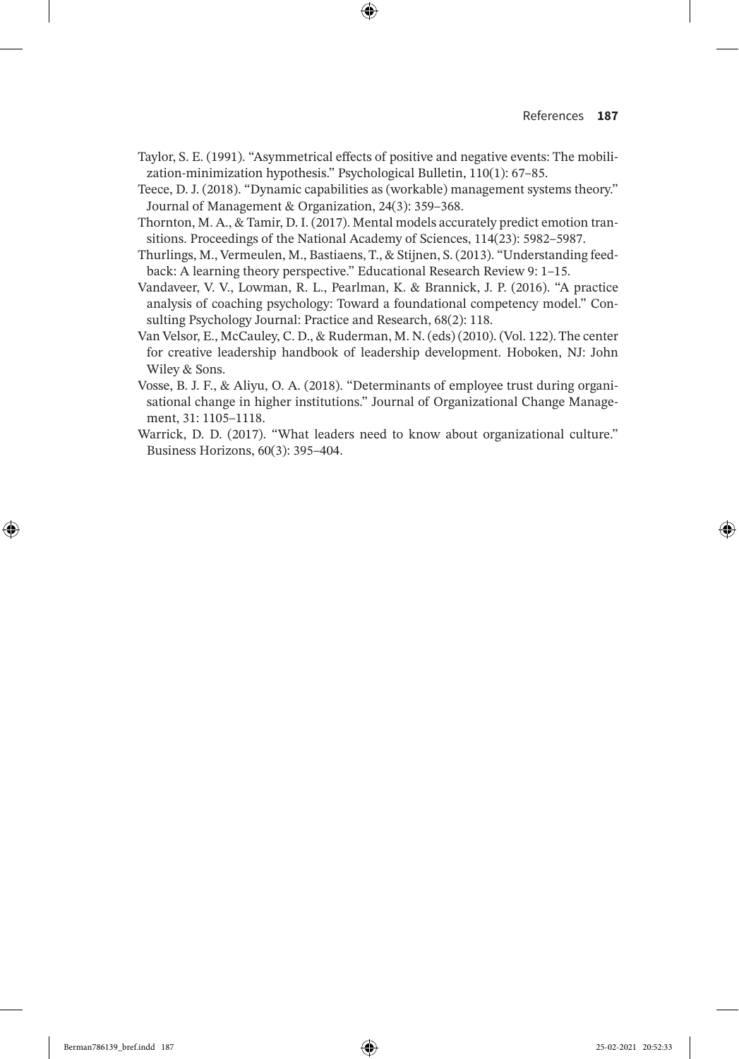Taylor, S. E. (1991). "Asymmetrical effects of positive and negative events: The mobilization-minimization hypothesis." Psychological Bulletin, 110(1): 67–85.

Teece, D. J. (2018). "Dynamic capabilities as (workable) management systems theory." Journal of Management & Organization, 24(3): 359–368.

Thornton, M. A., & Tamir, D. I. (2017). Mental models accurately predict emotion transitions. Proceedings of the National Academy of Sciences, 114(23): 5982–5987.

Thurlings, M., Vermeulen, M., Bastiaens, T., & Stijnen, S. (2013). "Understanding feedback: A learning theory perspective." Educational Research Review 9: 1–15.

Vandaveer, V. V., Lowman, R. L., Pearlman, K. & Brannick, J. P. (2016). "A practice analysis of coaching psychology: Toward a foundational competency model." Consulting Psychology Journal: Practice and Research, 68(2): 118.

Van Velsor, E., McCauley, C. D., & Ruderman, M. N. (eds) (2010). (Vol. 122). The center for creative leadership handbook of leadership development. Hoboken, NJ: John Wiley & Sons.

Vosse, B. J. F., & Aliyu, O. A. (2018). "Determinants of employee trust during organisational change in higher institutions." Journal of Organizational Change Management, 31: 1105–1118.

Warrick, D. D. (2017). "What leaders need to know about organizational culture." Business Horizons, 60(3): 395–404.